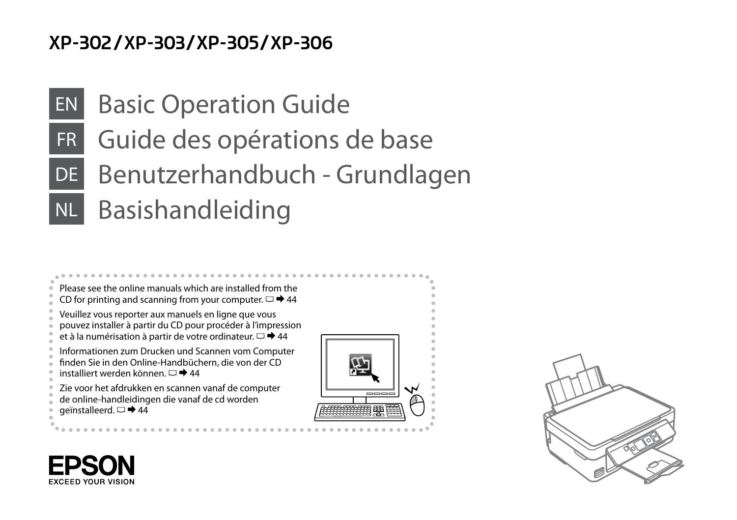# XP-302/XP-303/XP-305/XP-306

## EN Basic Operation Guide

## FR Guide des opérations de base

## DE Benutzerhandbuch - Grundlagen

## NL Basishandleiding

Please see the online manuals which are installed from the CD for printing and scanning from your computer. ➡ 44

Veuillez vous reporter aux manuels en ligne que vous pouvez installer à partir du CD pour procéder à l'impression et à la numérisation à partir de votre ordinateur. ➡ 44

Informationen zum Drucken und Scannen vom Computer finden Sie in den Online-Handbüchern, die von der CD installiert werden können. ➡ 44

Zie voor het afdrukken en scannen vanaf de computer de online-handleidingen die vanaf de cd worden geïnstalleerd. ➡ 44

EPSON
EXCEED YOUR VISION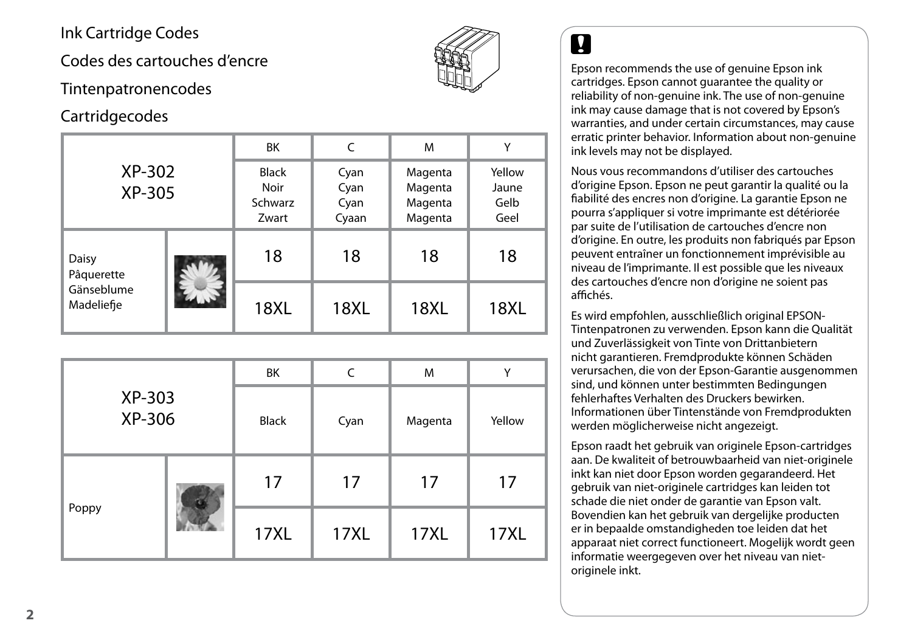# Ink Cartridge Codes

# Codes des cartouches d'encre

# Tintenpatronencodes

# Cartridgecodes

| XP-302<br>XP-305 | | BK | C | M | Y |
|---|---|---|---|---|---|
| | | Black<br>Noir<br>Schwarz<br>Zwart | Cyan<br>Cyan<br>Cyan<br>Cyaan | Magenta<br>Magenta<br>Magenta<br>Magenta | Yellow<br>Jaune<br>Gelb<br>Geel |
| Daisy<br>Pâquerette<br>Gänseblume<br>Madeliefje | | 18 | 18 | 18 | 18 |
| | | 18XL | 18XL | 18XL | 18XL |

| XP-303<br>XP-306 | | BK | C | M | Y |
|---|---|---|---|---|---|
| | | Black | Cyan | Magenta | Yellow |
| Poppy | | 17 | 17 | 17 | 17 |
| | | 17XL | 17XL | 17XL | 17XL |

Epson recommends the use of genuine Epson ink cartridges. Epson cannot guarantee the quality or reliability of non-genuine ink. The use of non-genuine ink may cause damage that is not covered by Epson's warranties, and under certain circumstances, may cause erratic printer behavior. Information about non-genuine ink levels may not be displayed.

Nous vous recommandons d'utiliser des cartouches d'origine Epson. Epson ne peut garantir la qualité ou la fiabilité des encres non d'origine. La garantie Epson ne pourra s'appliquer si votre imprimante est détériorée par suite de l'utilisation de cartouches d'encre non d'origine. En outre, les produits non fabriqués par Epson peuvent entraîner un fonctionnement imprévisible au niveau de l'imprimante. Il est possible que les niveaux des cartouches d'encre non d'origine ne soient pas affichés.

Es wird empfohlen, ausschließlich original EPSON-Tintenpatronen zu verwenden. Epson kann die Qualität und Zuverlässigkeit von Tinte von Drittanbietern nicht garantieren. Fremdprodukte können Schäden verursachen, die von der Epson-Garantie ausgenommen sind, und können unter bestimmten Bedingungen fehlerhaftes Verhalten des Druckers bewirken. Informationen über Tintenstände von Fremdprodukten werden möglicherweise nicht angezeigt.

Epson raadt het gebruik van originele Epson-cartridges aan. De kwaliteit of betrouwbaarheid van niet-originele inkt kan niet door Epson worden gegarandeerd. Het gebruik van niet-originele cartridges kan leiden tot schade die niet onder de garantie van Epson valt. Bovendien kan het gebruik van dergelijke producten er in bepaalde omstandigheden toe leiden dat het apparaat niet correct functioneert. Mogelijk wordt geen informatie weergegeven over het niveau van niet-originele inkt.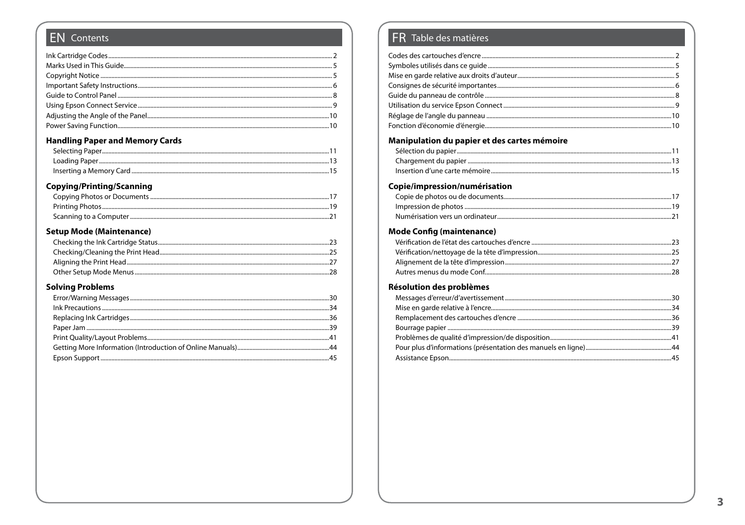## EN Contents

Ink Cartridge Codes .......... 2
Marks Used in This Guide .......... 5
Copyright Notice .......... 5
Important Safety Instructions .......... 6
Guide to Control Panel .......... 8
Using Epson Connect Service .......... 9
Adjusting the Angle of the Panel .......... 10
Power Saving Function .......... 10

### Handling Paper and Memory Cards

- Selecting Paper .......... 11
- Loading Paper .......... 13
- Inserting a Memory Card .......... 15

### Copying/Printing/Scanning

- Copying Photos or Documents .......... 17
- Printing Photos .......... 19
- Scanning to a Computer .......... 21

### Setup Mode (Maintenance)

- Checking the Ink Cartridge Status .......... 23
- Checking/Cleaning the Print Head .......... 25
- Aligning the Print Head .......... 27
- Other Setup Mode Menus .......... 28

### Solving Problems

- Error/Warning Messages .......... 30
- Ink Precautions .......... 34
- Replacing Ink Cartridges .......... 36
- Paper Jam .......... 39
- Print Quality/Layout Problems .......... 41
- Getting More Information (Introduction of Online Manuals) .......... 44
- Epson Support .......... 45

## FR Table des matières

Codes des cartouches d'encre .......... 2
Symboles utilisés dans ce guide .......... 5
Mise en garde relative aux droits d'auteur .......... 5
Consignes de sécurité importantes .......... 6
Guide du panneau de contrôle .......... 8
Utilisation du service Epson Connect .......... 9
Réglage de l'angle du panneau .......... 10
Fonction d'économie d'énergie .......... 10

### Manipulation du papier et des cartes mémoire

- Sélection du papier .......... 11
- Chargement du papier .......... 13
- Insertion d'une carte mémoire .......... 15

### Copie/impression/numérisation

- Copie de photos ou de documents .......... 17
- Impression de photos .......... 19
- Numérisation vers un ordinateur .......... 21

### Mode Config (maintenance)

- Vérification de l'état des cartouches d'encre .......... 23
- Vérification/nettoyage de la tête d'impression .......... 25
- Alignement de la tête d'impression .......... 27
- Autres menus du mode Conf. .......... 28

### Résolution des problèmes

- Messages d'erreur/d'avertissement .......... 30
- Mise en garde relative à l'encre .......... 34
- Remplacement des cartouches d'encre .......... 36
- Bourrage papier .......... 39
- Problèmes de qualité d'impression/de disposition .......... 41
- Pour plus d'informations (présentation des manuels en ligne) .......... 44
- Assistance Epson .......... 45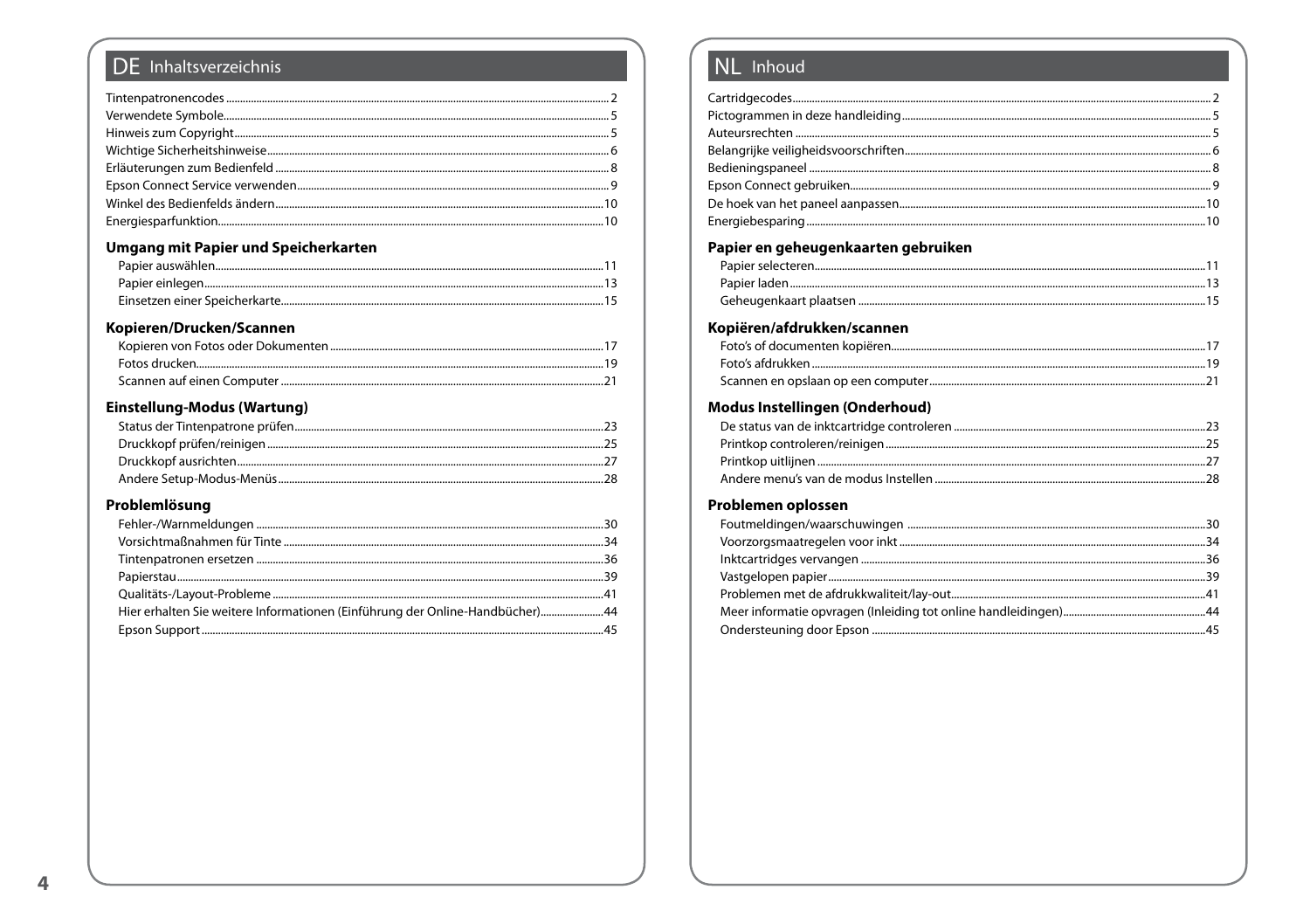## DE Inhaltsverzeichnis

Tintenpatronencodes ........ 2
Verwendete Symbole ........ 5
Hinweis zum Copyright ........ 5
Wichtige Sicherheitshinweise ........ 6
Erläuterungen zum Bedienfeld ........ 8
Epson Connect Service verwenden ........ 9
Winkel des Bedienfelds ändern ........ 10
Energiesparfunktion ........ 10

### Umgang mit Papier und Speicherkarten

- Papier auswählen ........ 11
- Papier einlegen ........ 13
- Einsetzen einer Speicherkarte ........ 15

### Kopieren/Drucken/Scannen

- Kopieren von Fotos oder Dokumenten ........ 17
- Fotos drucken ........ 19
- Scannen auf einen Computer ........ 21

### Einstellung-Modus (Wartung)

- Status der Tintenpatrone prüfen ........ 23
- Druckkopf prüfen/reinigen ........ 25
- Druckkopf ausrichten ........ 27
- Andere Setup-Modus-Menüs ........ 28

### Problemlösung

- Fehler-/Warnmeldungen ........ 30
- Vorsichtmaßnahmen für Tinte ........ 34
- Tintenpatronen ersetzen ........ 36
- Papierstau ........ 39
- Qualitäts-/Layout-Probleme ........ 41
- Hier erhalten Sie weitere Informationen (Einführung der Online-Handbücher) ........ 44
- Epson Support ........ 45

## NL Inhoud

Cartridgecodes ........ 2
Pictogrammen in deze handleiding ........ 5
Auteursrechten ........ 5
Belangrijke veiligheidsvoorschriften ........ 6
Bedieningspaneel ........ 8
Epson Connect gebruiken ........ 9
De hoek van het paneel aanpassen ........ 10
Energiebesparing ........ 10

### Papier en geheugenkaarten gebruiken

- Papier selecteren ........ 11
- Papier laden ........ 13
- Geheugenkaart plaatsen ........ 15

### Kopiëren/afdrukken/scannen

- Foto's of documenten kopiëren ........ 17
- Foto's afdrukken ........ 19
- Scannen en opslaan op een computer ........ 21

### Modus Instellingen (Onderhoud)

- De status van de inktcartridge controleren ........ 23
- Printkop controleren/reinigen ........ 25
- Printkop uitlijnen ........ 27
- Andere menu's van de modus Instellen ........ 28

### Problemen oplossen

- Foutmeldingen/waarschuwingen ........ 30
- Voorzorgsmaatregelen voor inkt ........ 34
- Inktcartridges vervangen ........ 36
- Vastgelopen papier ........ 39
- Problemen met de afdrukkwaliteit/lay-out ........ 41
- Meer informatie opvragen (Inleiding tot online handleidingen) ........ 44
- Ondersteuning door Epson ........ 45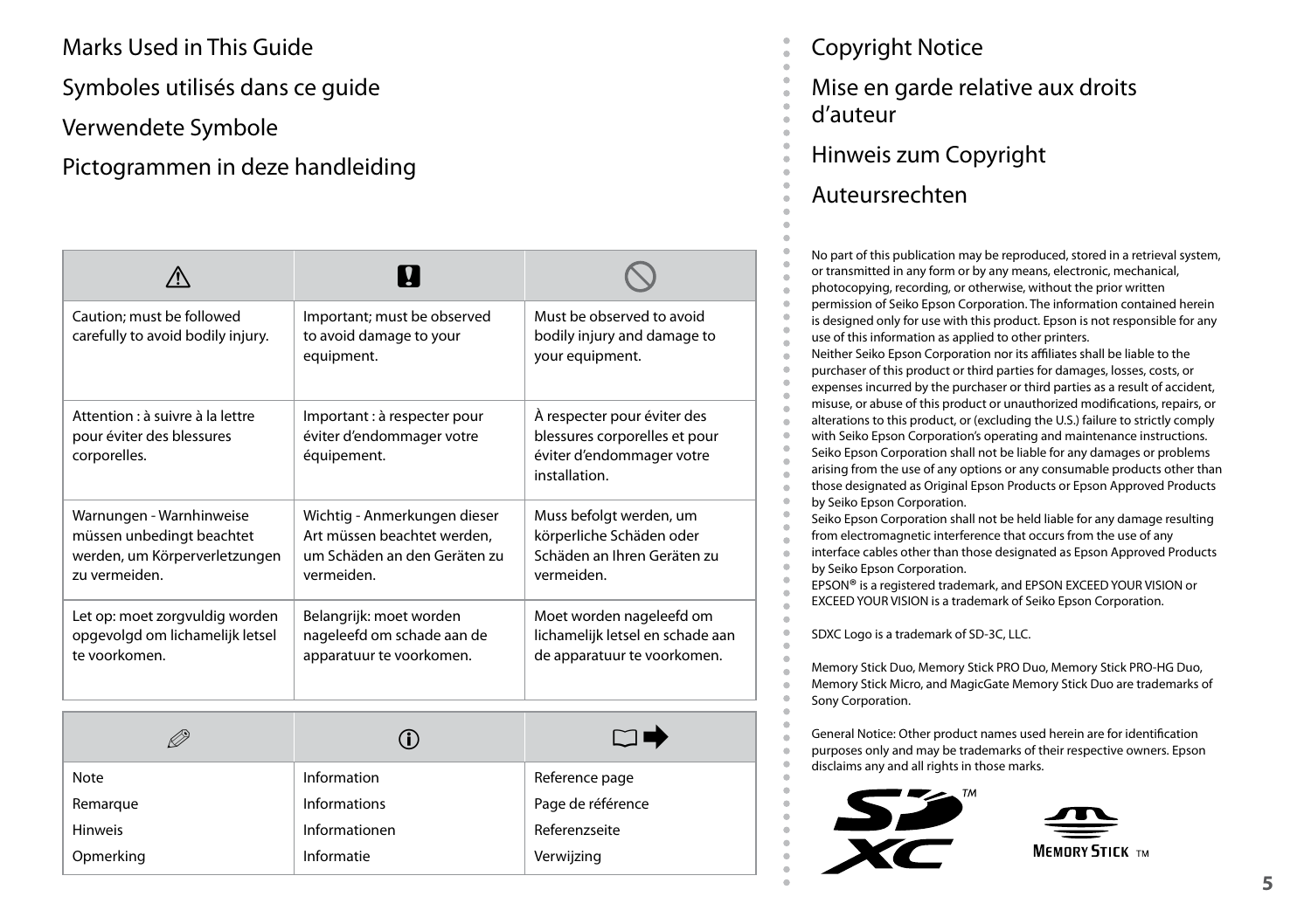# Marks Used in This Guide

# Symboles utilisés dans ce guide

# Verwendete Symbole

# Pictogrammen in deze handleiding

| ⚠ | ❗ | 🛇 |
|---|---|---|
| Caution; must be followed carefully to avoid bodily injury. | Important; must be observed to avoid damage to your equipment. | Must be observed to avoid bodily injury and damage to your equipment. |
| Attention : à suivre à la lettre pour éviter des blessures corporelles. | Important : à respecter pour éviter d'endommager votre équipement. | À respecter pour éviter des blessures corporelles et pour éviter d'endommager votre installation. |
| Warnungen - Warnhinweise müssen unbedingt beachtet werden, um Körperverletzungen zu vermeiden. | Wichtig - Anmerkungen dieser Art müssen beachtet werden, um Schäden an den Geräten zu vermeiden. | Muss befolgt werden, um körperliche Schäden oder Schäden an Ihren Geräten zu vermeiden. |
| Let op: moet zorgvuldig worden opgevolgd om lichamelijk letsel te voorkomen. | Belangrijk: moet worden nageleefd om schade aan de apparatuur te voorkomen. | Moet worden nageleefd om lichamelijk letsel en schade aan de apparatuur te voorkomen. |

| ✎ | ⓘ | 📖➡ |
|---|---|---|
| Note | Information | Reference page |
| Remarque | Informations | Page de référence |
| Hinweis | Informationen | Referenzseite |
| Opmerking | Informatie | Verwijzing |

# Copyright Notice

# Mise en garde relative aux droits d'auteur

# Hinweis zum Copyright

# Auteursrechten

No part of this publication may be reproduced, stored in a retrieval system, or transmitted in any form or by any means, electronic, mechanical, photocopying, recording, or otherwise, without the prior written permission of Seiko Epson Corporation. The information contained herein is designed only for use with this product. Epson is not responsible for any use of this information as applied to other printers.
Neither Seiko Epson Corporation nor its affiliates shall be liable to the purchaser of this product or third parties for damages, losses, costs, or expenses incurred by the purchaser or third parties as a result of accident, misuse, or abuse of this product or unauthorized modifications, repairs, or alterations to this product, or (excluding the U.S.) failure to strictly comply with Seiko Epson Corporation's operating and maintenance instructions.
Seiko Epson Corporation shall not be liable for any damages or problems arising from the use of any options or any consumable products other than those designated as Original Epson Products or Epson Approved Products by Seiko Epson Corporation.
Seiko Epson Corporation shall not be held liable for any damage resulting from electromagnetic interference that occurs from the use of any interface cables other than those designated as Epson Approved Products by Seiko Epson Corporation.
EPSON® is a registered trademark, and EPSON EXCEED YOUR VISION or EXCEED YOUR VISION is a trademark of Seiko Epson Corporation.

SDXC Logo is a trademark of SD-3C, LLC.

Memory Stick Duo, Memory Stick PRO Duo, Memory Stick PRO-HG Duo, Memory Stick Micro, and MagicGate Memory Stick Duo are trademarks of Sony Corporation.

General Notice: Other product names used herein are for identification purposes only and may be trademarks of their respective owners. Epson disclaims any and all rights in those marks.

SD XC ™

MEMORY STICK ™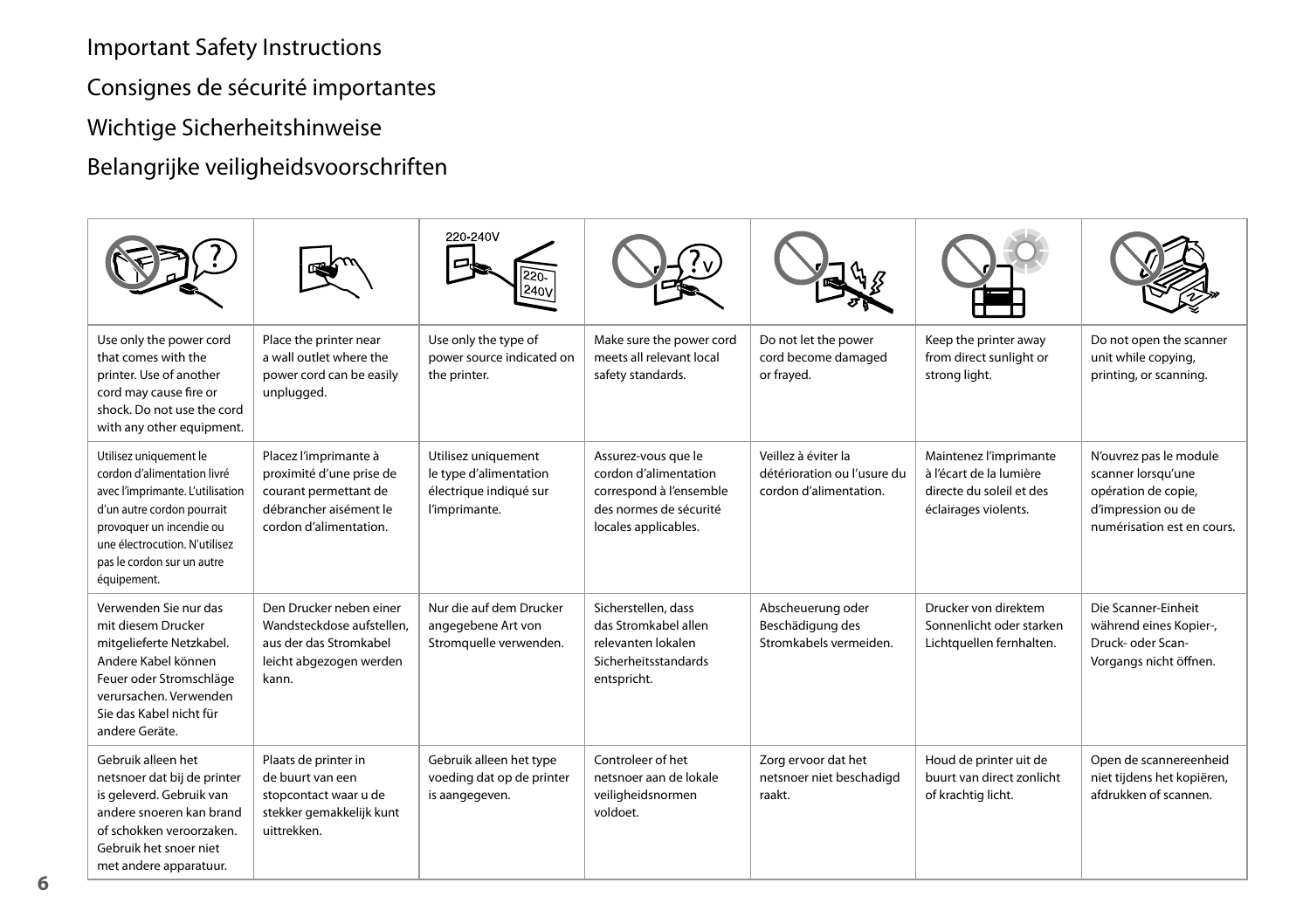# Important Safety Instructions

# Consignes de sécurité importantes

# Wichtige Sicherheitshinweise

# Belangrijke veiligheidsvoorschriften

| | | 220-240V | | | | |
|---|---|---|---|---|---|---|
| Use only the power cord that comes with the printer. Use of another cord may cause fire or shock. Do not use the cord with any other equipment. | Place the printer near a wall outlet where the power cord can be easily unplugged. | Use only the type of power source indicated on the printer. | Make sure the power cord meets all relevant local safety standards. | Do not let the power cord become damaged or frayed. | Keep the printer away from direct sunlight or strong light. | Do not open the scanner unit while copying, printing, or scanning. |
| Utilisez uniquement le cordon d'alimentation livré avec l'imprimante. L'utilisation d'un autre cordon pourrait provoquer un incendie ou une électrocution. N'utilisez pas le cordon sur un autre équipement. | Placez l'imprimante à proximité d'une prise de courant permettant de débrancher aisément le cordon d'alimentation. | Utilisez uniquement le type d'alimentation électrique indiqué sur l'imprimante. | Assurez-vous que le cordon d'alimentation correspond à l'ensemble des normes de sécurité locales applicables. | Veillez à éviter la détérioration ou l'usure du cordon d'alimentation. | Maintenez l'imprimante à l'écart de la lumière directe du soleil et des éclairages violents. | N'ouvrez pas le module scanner lorsqu'une opération de copie, d'impression ou de numérisation est en cours. |
| Verwenden Sie nur das mit diesem Drucker mitgelieferte Netzkabel. Andere Kabel können Feuer oder Stromschläge verursachen. Verwenden Sie das Kabel nicht für andere Geräte. | Den Drucker neben einer Wandsteckdose aufstellen, aus der das Stromkabel leicht abgezogen werden kann. | Nur die auf dem Drucker angegebene Art von Stromquelle verwenden. | Sicherstellen, dass das Stromkabel allen relevanten lokalen Sicherheitsstandards entspricht. | Abscheuerung oder Beschädigung des Stromkabels vermeiden. | Drucker von direktem Sonnenlicht oder starken Lichtquellen fernhalten. | Die Scanner-Einheit während eines Kopier-, Druck- oder Scan-Vorgangs nicht öffnen. |
| Gebruik alleen het netsnoer dat bij de printer is geleverd. Gebruik van andere snoeren kan brand of schokken veroorzaken. Gebruik het snoer niet met andere apparatuur. | Plaats de printer in de buurt van een stopcontact waar u de stekker gemakkelijk kunt uittrekken. | Gebruik alleen het type voeding dat op de printer is aangegeven. | Controleer of het netsnoer aan de lokale veiligheidsnormen voldoet. | Zorg ervoor dat het netsnoer niet beschadigd raakt. | Houd de printer uit de buurt van direct zonlicht of krachtig licht. | Open de scannereenheid niet tijdens het kopiëren, afdrukken of scannen. |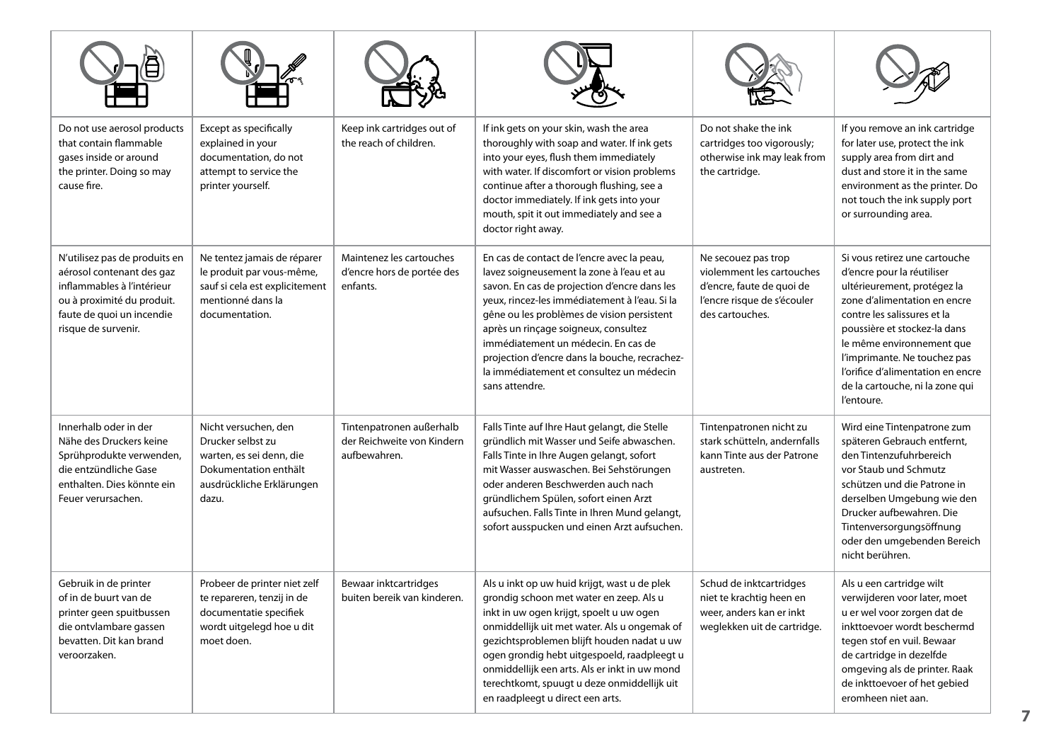| | | | | | |
|---|---|---|---|---|---|
| Do not use aerosol products that contain flammable gases inside or around the printer. Doing so may cause fire. | Except as specifically explained in your documentation, do not attempt to service the printer yourself. | Keep ink cartridges out of the reach of children. | If ink gets on your skin, wash the area thoroughly with soap and water. If ink gets into your eyes, flush them immediately with water. If discomfort or vision problems continue after a thorough flushing, see a doctor immediately. If ink gets into your mouth, spit it out immediately and see a doctor right away. | Do not shake the ink cartridges too vigorously; otherwise ink may leak from the cartridge. | If you remove an ink cartridge for later use, protect the ink supply area from dirt and dust and store it in the same environment as the printer. Do not touch the ink supply port or surrounding area. |
| N'utilisez pas de produits en aérosol contenant des gaz inflammables à l'intérieur ou à proximité du produit. faute de quoi un incendie risque de survenir. | Ne tentez jamais de réparer le produit par vous-même, sauf si cela est explicitement mentionné dans la documentation. | Maintenez les cartouches d'encre hors de portée des enfants. | En cas de contact de l'encre avec la peau, lavez soigneusement la zone à l'eau et au savon. En cas de projection d'encre dans les yeux, rincez-les immédiatement à l'eau. Si la gêne ou les problèmes de vision persistent après un rinçage soigneux, consultez immédiatement un médecin. En cas de projection d'encre dans la bouche, recrachez-la immédiatement et consultez un médecin sans attendre. | Ne secouez pas trop violemment les cartouches d'encre, faute de quoi de l'encre risque de s'écouler des cartouches. | Si vous retirez une cartouche d'encre pour la réutiliser ultérieurement, protégez la zone d'alimentation en encre contre les salissures et la poussière et stockez-la dans le même environnement que l'imprimante. Ne touchez pas l'orifice d'alimentation en encre de la cartouche, ni la zone qui l'entoure. |
| Innerhalb oder in der Nähe des Druckers keine Sprühprodukte verwenden, die entzündliche Gase enthalten. Dies könnte ein Feuer verursachen. | Nicht versuchen, den Drucker selbst zu warten, es sei denn, die Dokumentation enthält ausdrückliche Erklärungen dazu. | Tintenpatronen außerhalb der Reichweite von Kindern aufbewahren. | Falls Tinte auf Ihre Haut gelangt, die Stelle gründlich mit Wasser und Seife abwaschen. Falls Tinte in Ihre Augen gelangt, sofort mit Wasser auswaschen. Bei Sehstörungen oder anderen Beschwerden auch nach gründlichem Spülen, sofort einen Arzt aufsuchen. Falls Tinte in Ihren Mund gelangt, sofort ausspucken und einen Arzt aufsuchen. | Tintenpatronen nicht zu stark schütteln, andernfalls kann Tinte aus der Patrone austreten. | Wird eine Tintenpatrone zum späteren Gebrauch entfernt, den Tintenzufuhrbereich vor Staub und Schmutz schützen und die Patrone in derselben Umgebung wie den Drucker aufbewahren. Die Tintenversorgungsöffnung oder den umgebenden Bereich nicht berühren. |
| Gebruik in de printer of in de buurt van de printer geen spuitbussen die ontvlambare gassen bevatten. Dit kan brand veroorzaken. | Probeer de printer niet zelf te repareren, tenzij in de documentatie specifiek wordt uitgelegd hoe u dit moet doen. | Bewaar inktcartridges buiten bereik van kinderen. | Als u inkt op uw huid krijgt, wast u de plek grondig schoon met water en zeep. Als u inkt in uw ogen krijgt, spoelt u uw ogen onmiddellijk uit met water. Als u ongemak of gezichtsproblemen blijft houden nadat u uw ogen grondig hebt uitgespoeld, raadpleegt u onmiddellijk een arts. Als er inkt in uw mond terechtkomt, spuugt u deze onmiddellijk uit en raadpleegt u direct een arts. | Schud de inktcartridges niet te krachtig heen en weer, anders kan er inkt weglekken uit de cartridge. | Als u een cartridge wilt verwijderen voor later, moet u er wel voor zorgen dat de inkttoevoer wordt beschermd tegen stof en vuil. Bewaar de cartridge in dezelfde omgeving als de printer. Raak de inkttoevoer of het gebied eromheen niet aan. |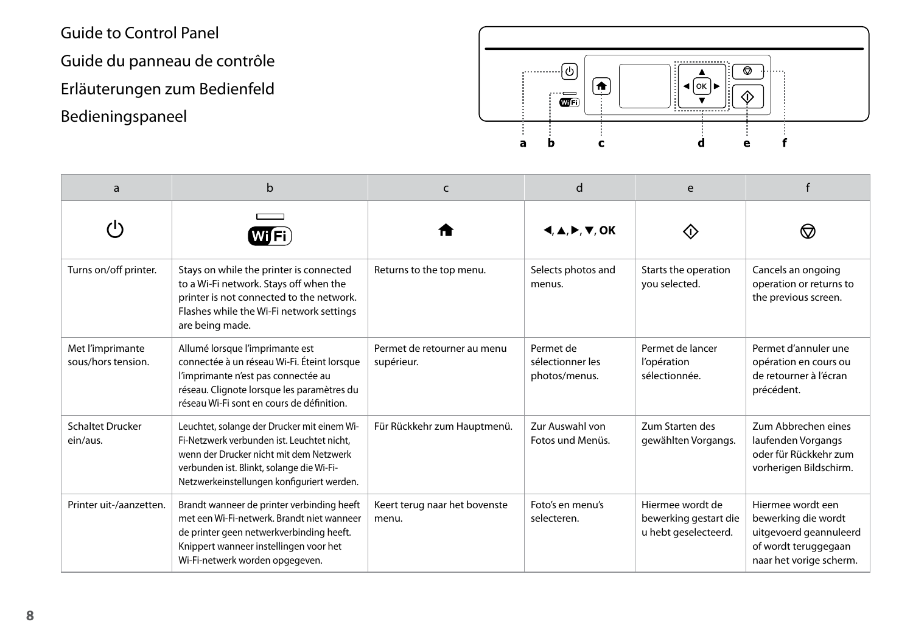# Guide to Control Panel

# Guide du panneau de contrôle

# Erläuterungen zum Bedienfeld

# Bedieningspaneel

| a | b | c | d | e | f |
|---|---|---|---|---|---|
| ⏻ | Wi-Fi | 🏠 | ◀, ▲, ▶, ▼, OK | ◇ | ⊘ |
| Turns on/off printer. | Stays on while the printer is connected to a Wi-Fi network. Stays off when the printer is not connected to the network. Flashes while the Wi-Fi network settings are being made. | Returns to the top menu. | Selects photos and menus. | Starts the operation you selected. | Cancels an ongoing operation or returns to the previous screen. |
| Met l'imprimante sous/hors tension. | Allumé lorsque l'imprimante est connectée à un réseau Wi-Fi. Éteint lorsque l'imprimante n'est pas connectée au réseau. Clignote lorsque les paramètres du réseau Wi-Fi sont en cours de définition. | Permet de retourner au menu supérieur. | Permet de sélectionner les photos/menus. | Permet de lancer l'opération sélectionnée. | Permet d'annuler une opération en cours ou de retourner à l'écran précédent. |
| Schaltet Drucker ein/aus. | Leuchtet, solange der Drucker mit einem Wi-Fi-Netzwerk verbunden ist. Leuchtet nicht, wenn der Drucker nicht mit dem Netzwerk verbunden ist. Blinkt, solange die Wi-Fi-Netzwerkeinstellungen konfiguriert werden. | Für Rückkehr zum Hauptmenü. | Zur Auswahl von Fotos und Menüs. | Zum Starten des gewählten Vorgangs. | Zum Abbrechen eines laufenden Vorgangs oder für Rückkehr zum vorherigen Bildschirm. |
| Printer uit-/aanzetten. | Brandt wanneer de printer verbinding heeft met een Wi-Fi-netwerk. Brandt niet wanneer de printer geen netwerkverbinding heeft. Knippert wanneer instellingen voor het Wi-Fi-netwerk worden opgegeven. | Keert terug naar het bovenste menu. | Foto's en menu's selecteren. | Hiermee wordt de bewerking gestart die u hebt geselecteerd. | Hiermee wordt een bewerking die wordt uitgevoerd geannuleerd of wordt teruggegaan naar het vorige scherm. |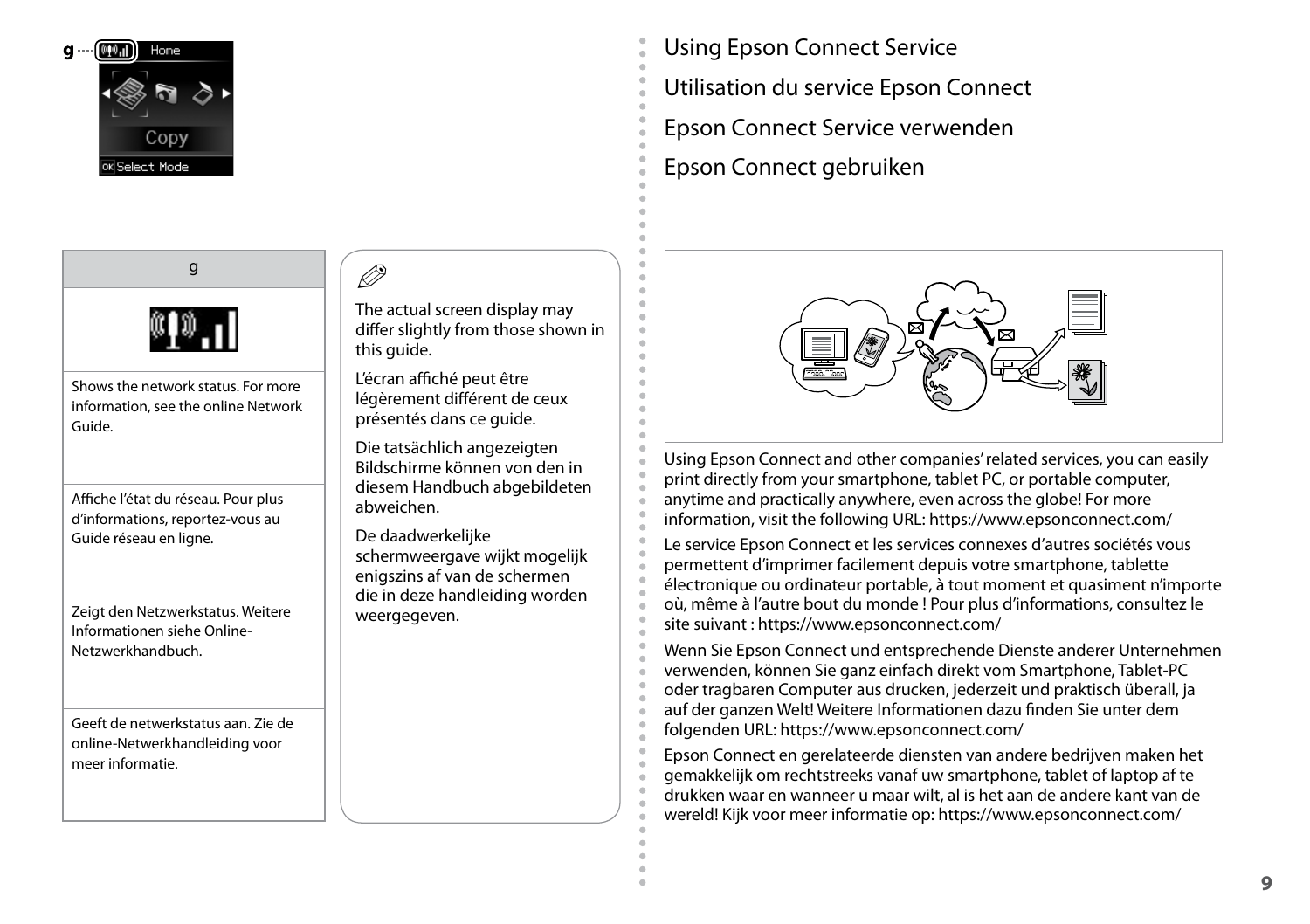g

Home

Copy

OK Select Mode

| g |
| --- |
| |
| Shows the network status. For more information, see the online Network Guide. |
| Affiche l'état du réseau. Pour plus d'informations, reportez-vous au Guide réseau en ligne. |
| Zeigt den Netzwerkstatus. Weitere Informationen siehe Online-Netzwerkhandbuch. |
| Geeft de netwerkstatus aan. Zie de online-Netwerkhandleiding voor meer informatie. |

The actual screen display may differ slightly from those shown in this guide.

L'écran affiché peut être légèrement différent de ceux présentés dans ce guide.

Die tatsächlich angezeigten Bildschirme können von den in diesem Handbuch abgebildeten abweichen.

De daadwerkelijke schermweergave wijkt mogelijk enigszins af van de schermen die in deze handleiding worden weergegeven.

# Using Epson Connect Service

# Utilisation du service Epson Connect

# Epson Connect Service verwenden

# Epson Connect gebruiken

Using Epson Connect and other companies' related services, you can easily print directly from your smartphone, tablet PC, or portable computer, anytime and practically anywhere, even across the globe! For more information, visit the following URL: https://www.epsonconnect.com/

Le service Epson Connect et les services connexes d'autres sociétés vous permettent d'imprimer facilement depuis votre smartphone, tablette électronique ou ordinateur portable, à tout moment et quasiment n'importe où, même à l'autre bout du monde ! Pour plus d'informations, consultez le site suivant : https://www.epsonconnect.com/

Wenn Sie Epson Connect und entsprechende Dienste anderer Unternehmen verwenden, können Sie ganz einfach direkt vom Smartphone, Tablet-PC oder tragbaren Computer aus drucken, jederzeit und praktisch überall, ja auf der ganzen Welt! Weitere Informationen dazu finden Sie unter dem folgenden URL: https://www.epsonconnect.com/

Epson Connect en gerelateerde diensten van andere bedrijven maken het gemakkelijk om rechtstreeks vanaf uw smartphone, tablet of laptop af te drukken waar en wanneer u maar wilt, al is het aan de andere kant van de wereld! Kijk voor meer informatie op: https://www.epsonconnect.com/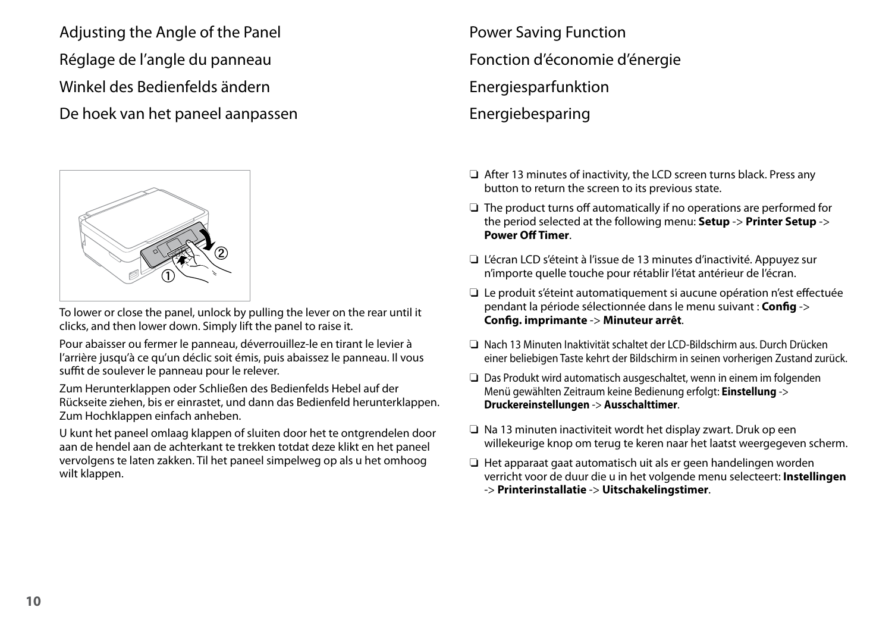## Adjusting the Angle of the Panel

## Réglage de l'angle du panneau

## Winkel des Bedienfelds ändern

## De hoek van het paneel aanpassen

To lower or close the panel, unlock by pulling the lever on the rear until it clicks, and then lower down. Simply lift the panel to raise it.

Pour abaisser ou fermer le panneau, déverrouillez-le en tirant le levier à l'arrière jusqu'à ce qu'un déclic soit émis, puis abaissez le panneau. Il vous suffit de soulever le panneau pour le relever.

Zum Herunterklappen oder Schließen des Bedienfelds Hebel auf der Rückseite ziehen, bis er einrastet, und dann das Bedienfeld herunterklappen. Zum Hochklappen einfach anheben.

U kunt het paneel omlaag klappen of sluiten door het te ontgrendelen door aan de hendel aan de achterkant te trekken totdat deze klikt en het paneel vervolgens te laten zakken. Til het paneel simpelweg op als u het omhoog wilt klappen.

## Power Saving Function

## Fonction d'économie d'énergie

## Energiesparfunktion

## Energiebesparing

- After 13 minutes of inactivity, the LCD screen turns black. Press any button to return the screen to its previous state.
- The product turns off automatically if no operations are performed for the period selected at the following menu: **Setup** -> **Printer Setup** -> **Power Off Timer**.

- L'écran LCD s'éteint à l'issue de 13 minutes d'inactivité. Appuyez sur n'importe quelle touche pour rétablir l'état antérieur de l'écran.
- Le produit s'éteint automatiquement si aucune opération n'est effectuée pendant la période sélectionnée dans le menu suivant : **Config** -> **Config. imprimante** -> **Minuteur arrêt**.

- Nach 13 Minuten Inaktivität schaltet der LCD-Bildschirm aus. Durch Drücken einer beliebigen Taste kehrt der Bildschirm in seinen vorherigen Zustand zurück.
- Das Produkt wird automatisch ausgeschaltet, wenn in einem im folgenden Menü gewählten Zeitraum keine Bedienung erfolgt: **Einstellung** -> **Druckereinstellungen** -> **Ausschalttimer**.

- Na 13 minuten inactiviteit wordt het display zwart. Druk op een willekeurige knop om terug te keren naar het laatst weergegeven scherm.
- Het apparaat gaat automatisch uit als er geen handelingen worden verricht voor de duur die u in het volgende menu selecteert: **Instellingen** -> **Printerinstallatie** -> **Uitschakelingstimer**.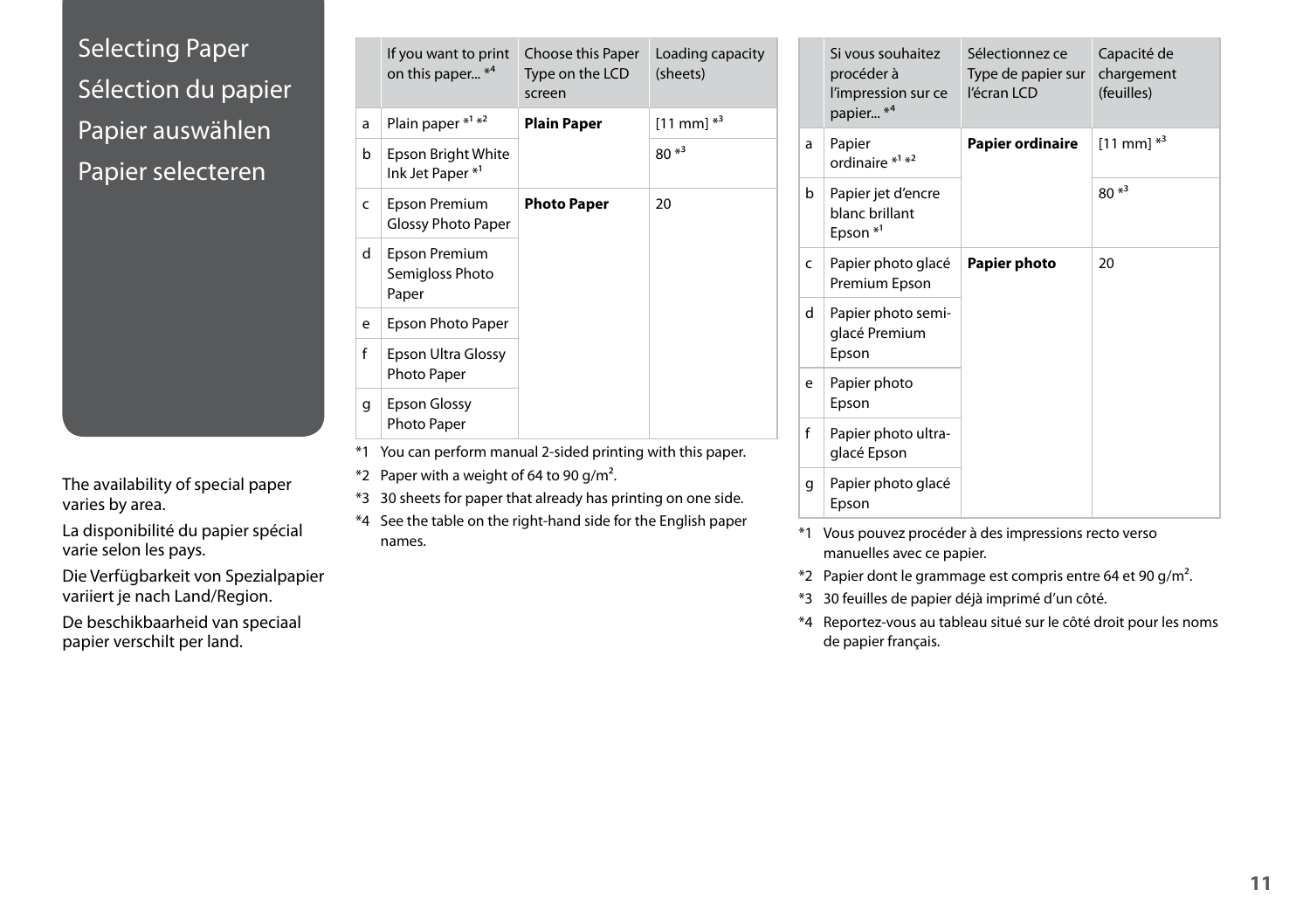# Selecting Paper
# Sélection du papier
# Papier auswählen
# Papier selecteren

The availability of special paper varies by area.

La disponibilité du papier spécial varie selon les pays.

Die Verfügbarkeit von Spezialpapier variiert je nach Land/Region.

De beschikbaarheid van speciaal papier verschilt per land.

| | If you want to print on this paper... *4 | Choose this Paper Type on the LCD screen | Loading capacity (sheets) |
|---|---|---|---|
| a | Plain paper *1 *2 | **Plain Paper** | [11 mm] *3 |
| b | Epson Bright White Ink Jet Paper *1 | | 80 *3 |
| c | Epson Premium Glossy Photo Paper | **Photo Paper** | 20 |
| d | Epson Premium Semigloss Photo Paper | | |
| e | Epson Photo Paper | | |
| f | Epson Ultra Glossy Photo Paper | | |
| g | Epson Glossy Photo Paper | | |

*1 You can perform manual 2-sided printing with this paper.

*2 Paper with a weight of 64 to 90 g/m².

*3 30 sheets for paper that already has printing on one side.

*4 See the table on the right-hand side for the English paper names.

| | Si vous souhaitez procéder à l'impression sur ce papier... *4 | Sélectionnez ce Type de papier sur l'écran LCD | Capacité de chargement (feuilles) |
|---|---|---|---|
| a | Papier ordinaire *1 *2 | **Papier ordinaire** | [11 mm] *3 |
| b | Papier jet d'encre blanc brillant Epson *1 | | 80 *3 |
| c | Papier photo glacé Premium Epson | **Papier photo** | 20 |
| d | Papier photo semi-glacé Premium Epson | | |
| e | Papier photo Epson | | |
| f | Papier photo ultra-glacé Epson | | |
| g | Papier photo glacé Epson | | |

*1 Vous pouvez procéder à des impressions recto verso manuelles avec ce papier.

*2 Papier dont le grammage est compris entre 64 et 90 g/m².

*3 30 feuilles de papier déjà imprimé d'un côté.

*4 Reportez-vous au tableau situé sur le côté droit pour les noms de papier français.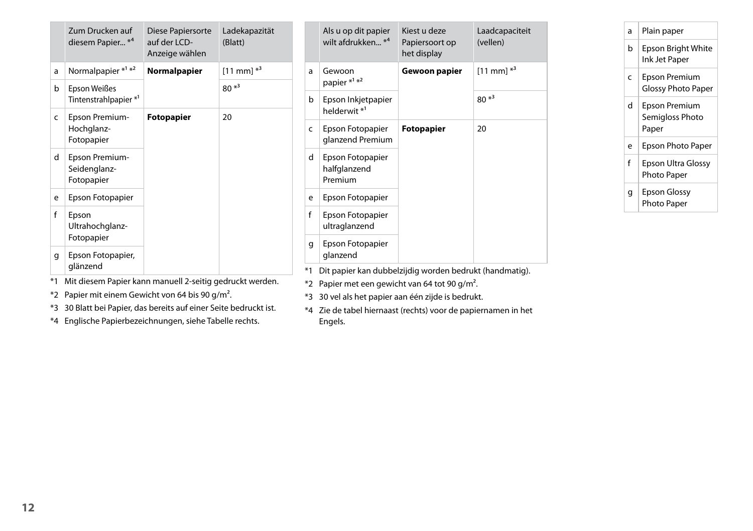| | Zum Drucken auf diesem Papier... *4 | Diese Papiersorte auf der LCD-Anzeige wählen | Ladekapazität (Blatt) |
|---|---|---|---|
| a | Normalpapier *1 *2 | **Normalpapier** | [11 mm] *3 |
| b | Epson Weißes Tintenstrahlpapier *1 | | 80 *3 |
| c | Epson Premium-Hochglanz-Fotopapier | **Fotopapier** | 20 |
| d | Epson Premium-Seidenglanz-Fotopapier | | |
| e | Epson Fotopapier | | |
| f | Epson Ultrahochglanz-Fotopapier | | |
| g | Epson Fotopapier, glänzend | | |

*1 Mit diesem Papier kann manuell 2-seitig gedruckt werden.

*2 Papier mit einem Gewicht von 64 bis 90 g/m².

*3 30 Blatt bei Papier, das bereits auf einer Seite bedruckt ist.

*4 Englische Papierbezeichnungen, siehe Tabelle rechts.

| | Als u op dit papier wilt afdrukken... *4 | Kiest u deze Papiersoort op het display | Laadcapaciteit (vellen) |
|---|---|---|---|
| a | Gewoon papier *1 *2 | **Gewoon papier** | [11 mm] *3 |
| b | Epson Inkjetpapier helderwit *1 | | 80 *3 |
| c | Epson Fotopapier glanzend Premium | **Fotopapier** | 20 |
| d | Epson Fotopapier halfglanzend Premium | | |
| e | Epson Fotopapier | | |
| f | Epson Fotopapier ultraglanzend | | |
| g | Epson Fotopapier glanzend | | |

*1 Dit papier kan dubbelzijdig worden bedrukt (handmatig).

*2 Papier met een gewicht van 64 tot 90 g/m².

*3 30 vel als het papier aan één zijde is bedrukt.

*4 Zie de tabel hiernaast (rechts) voor de papiernamen in het Engels.

| | |
|---|---|
| a | Plain paper |
| b | Epson Bright White Ink Jet Paper |
| c | Epson Premium Glossy Photo Paper |
| d | Epson Premium Semigloss Photo Paper |
| e | Epson Photo Paper |
| f | Epson Ultra Glossy Photo Paper |
| g | Epson Glossy Photo Paper |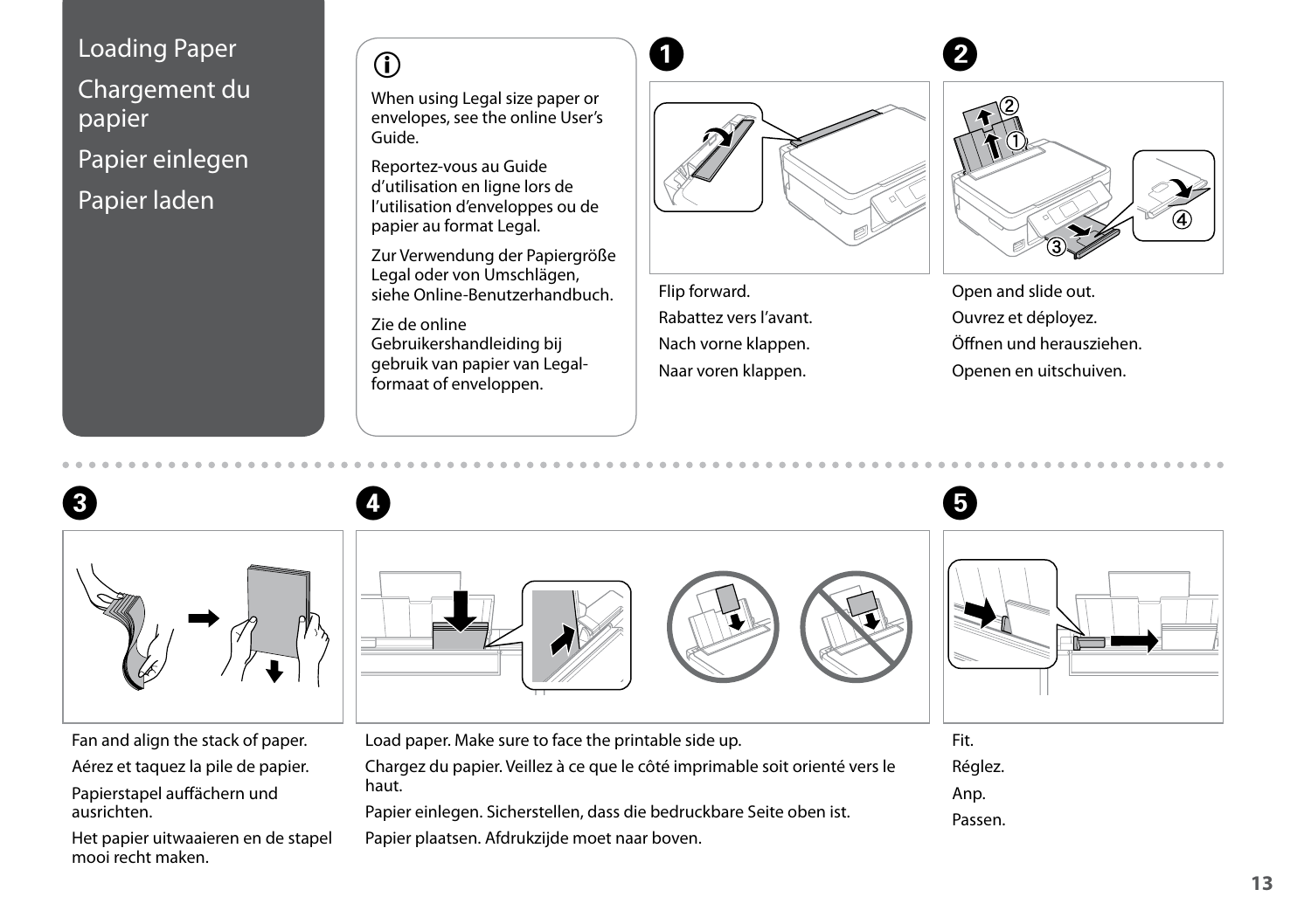# Loading Paper

# Chargement du papier

# Papier einlegen

# Papier laden

When using Legal size paper or envelopes, see the online User's Guide.

Reportez-vous au Guide d'utilisation en ligne lors de l'utilisation d'enveloppes ou de papier au format Legal.

Zur Verwendung der Papiergröße Legal oder von Umschlägen, siehe Online-Benutzerhandbuch.

Zie de online Gebruikershandleiding bij gebruik van papier van Legal-formaat of enveloppen.

**1**

Flip forward.

Rabattez vers l'avant.

Nach vorne klappen.

Naar voren klappen.

**2**

Open and slide out.

Ouvrez et déployez.

Öffnen und herausziehen.

Openen en uitschuiven.

**3**

Fan and align the stack of paper.

Aérez et taquez la pile de papier.

Papierstapel auffächern und ausrichten.

Het papier uitwaaieren en de stapel mooi recht maken.

**4**

Load paper. Make sure to face the printable side up.

Chargez du papier. Veillez à ce que le côté imprimable soit orienté vers le haut.

Papier einlegen. Sicherstellen, dass die bedruckbare Seite oben ist.

Papier plaatsen. Afdrukzijde moet naar boven.

**5**

Fit.

Réglez.

Anp.

Passen.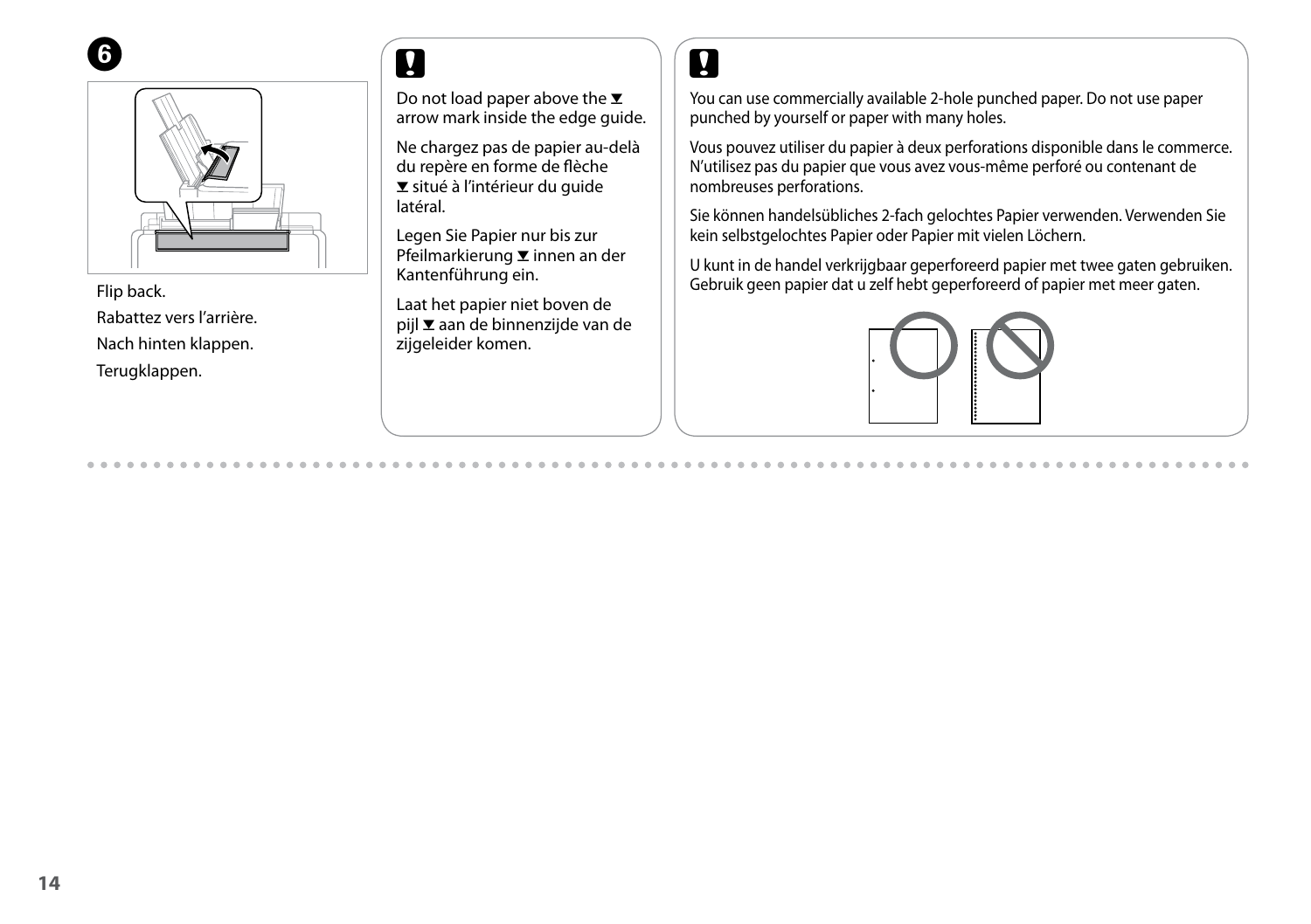**6**

Flip back.

Rabattez vers l'arrière.

Nach hinten klappen.

Terugklappen.

**!**

Do not load paper above the ▼ arrow mark inside the edge guide.

Ne chargez pas de papier au-delà du repère en forme de flèche ▼ situé à l'intérieur du guide latéral.

Legen Sie Papier nur bis zur Pfeilmarkierung ▼ innen an der Kantenführung ein.

Laat het papier niet boven de pijl ▼ aan de binnenzijde van de zijgeleider komen.

**!**

You can use commercially available 2-hole punched paper. Do not use paper punched by yourself or paper with many holes.

Vous pouvez utiliser du papier à deux perforations disponible dans le commerce. N'utilisez pas du papier que vous avez vous-même perforé ou contenant de nombreuses perforations.

Sie können handelsübliches 2-fach gelochtes Papier verwenden. Verwenden Sie kein selbstgelochtes Papier oder Papier mit vielen Löchern.

U kunt in de handel verkrijgbaar geperforeerd papier met twee gaten gebruiken. Gebruik geen papier dat u zelf hebt geperforeerd of papier met meer gaten.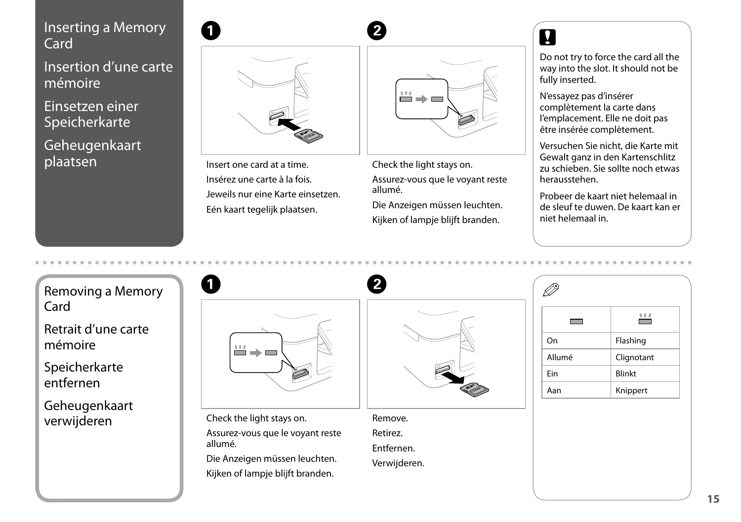## Inserting a Memory Card

## Insertion d'une carte mémoire

## Einsetzen einer Speicherkarte

## Geheugenkaart plaatsen

**1**

Insert one card at a time.

Insérez une carte à la fois.

Jeweils nur eine Karte einsetzen.

Eén kaart tegelijk plaatsen.

**2**

Check the light stays on.

Assurez-vous que le voyant reste allumé.

Die Anzeigen müssen leuchten.

Kijken of lampje blijft branden.

**!**

Do not try to force the card all the way into the slot. It should not be fully inserted.

N'essayez pas d'insérer complètement la carte dans l'emplacement. Elle ne doit pas être insérée complètement.

Versuchen Sie nicht, die Karte mit Gewalt ganz in den Kartenschlitz zu schieben. Sie sollte noch etwas herausstehen.

Probeer de kaart niet helemaal in de sleuf te duwen. De kaart kan er niet helemaal in.

## Removing a Memory Card

## Retrait d'une carte mémoire

## Speicherkarte entfernen

## Geheugenkaart verwijderen

**1**

Check the light stays on.

Assurez-vous que le voyant reste allumé.

Die Anzeigen müssen leuchten.

Kijken of lampje blijft branden.

**2**

Remove.

Retirez.

Entfernen.

Verwijderen.

| | |
|---|---|
| On | Flashing |
| Allumé | Clignotant |
| Ein | Blinkt |
| Aan | Knippert |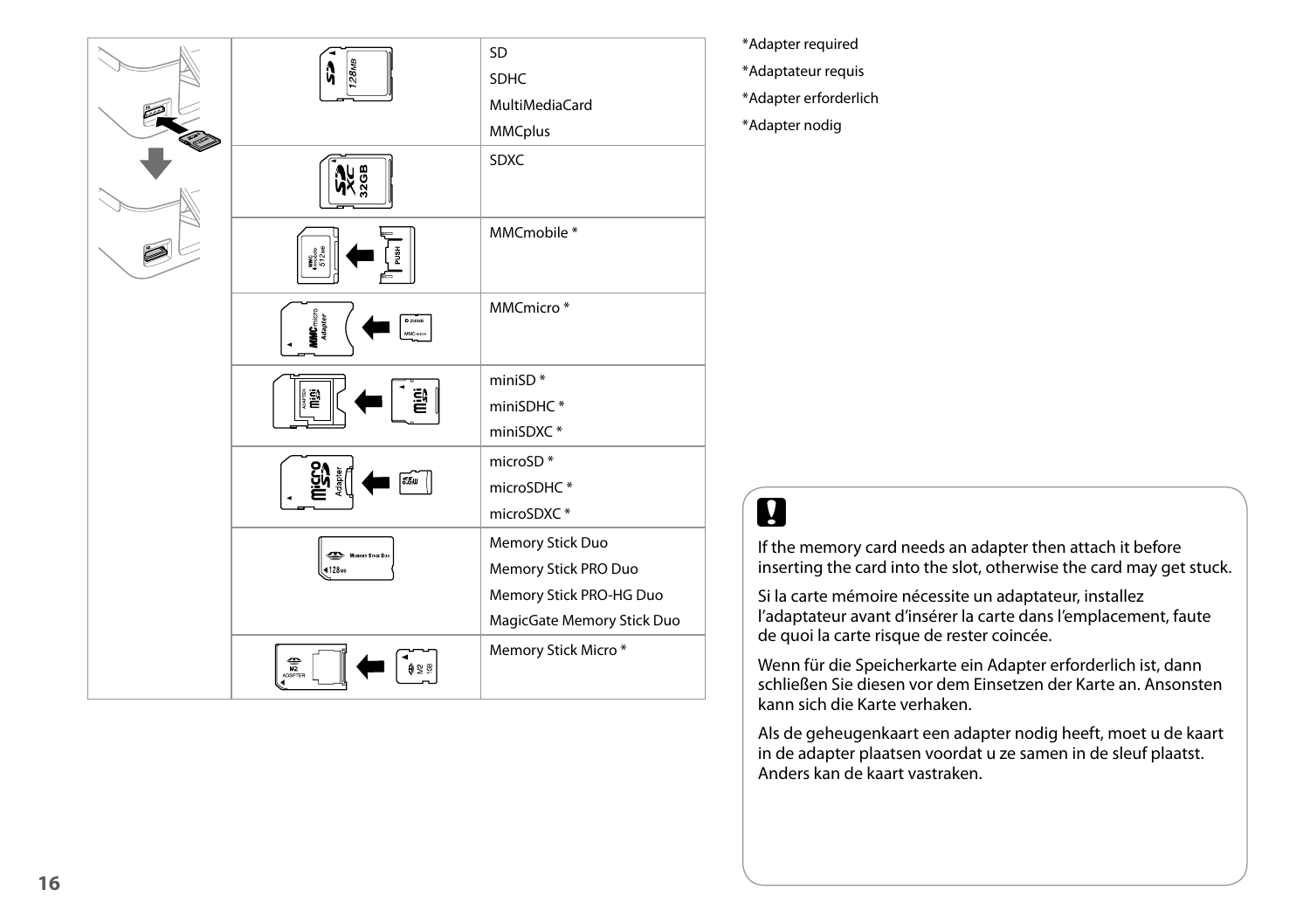| | | |
|---|---|---|
| | | SD<br>SDHC<br>MultiMediaCard<br>MMCplus |
| | | SDXC |
| | | MMCmobile * |
| | | MMCmicro * |
| | | miniSD *<br>miniSDHC *<br>miniSDXC * |
| | | microSD *<br>microSDHC *<br>microSDXC * |
| | | Memory Stick Duo<br>Memory Stick PRO Duo<br>Memory Stick PRO-HG Duo<br>MagicGate Memory Stick Duo |
| | | Memory Stick Micro * |

*Adapter required

*Adaptateur requis

*Adapter erforderlich

*Adapter nodig

If the memory card needs an adapter then attach it before inserting the card into the slot, otherwise the card may get stuck.

Si la carte mémoire nécessite un adaptateur, installez l'adaptateur avant d'insérer la carte dans l'emplacement, faute de quoi la carte risque de rester coincée.

Wenn für die Speicherkarte ein Adapter erforderlich ist, dann schließen Sie diesen vor dem Einsetzen der Karte an. Ansonsten kann sich die Karte verhaken.

Als de geheugenkaart een adapter nodig heeft, moet u de kaart in de adapter plaatsen voordat u ze samen in de sleuf plaatst. Anders kan de kaart vastraken.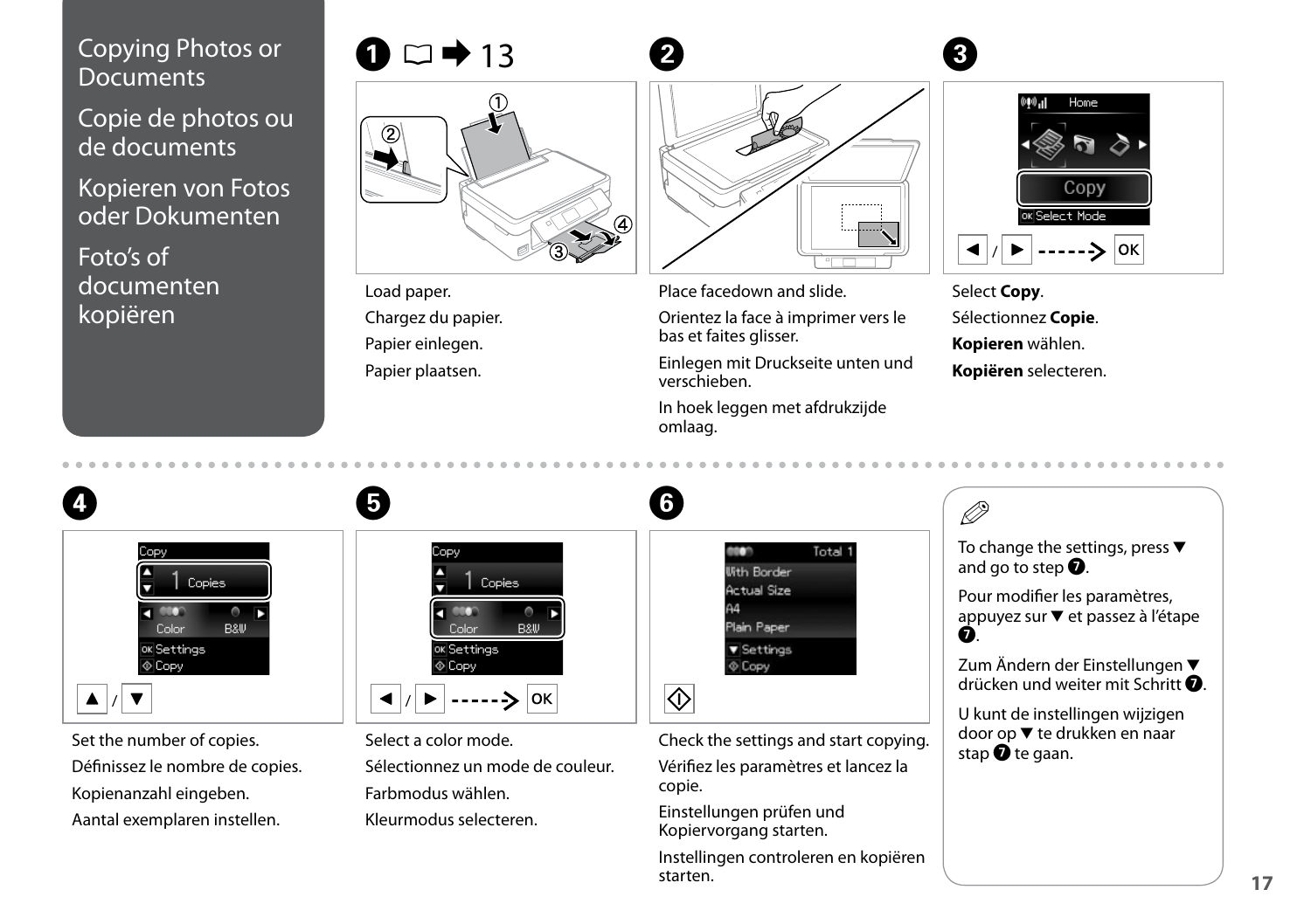# Copying Photos or Documents

# Copie de photos ou de documents

# Kopieren von Fotos oder Dokumenten

# Foto's of documenten kopiëren

**❶** □ ➡ 13

Load paper.

Chargez du papier.

Papier einlegen.

Papier plaatsen.

**❷**

Place facedown and slide.

Orientez la face à imprimer vers le bas et faites glisser.

Einlegen mit Druckseite unten und verschieben.

In hoek leggen met afdrukzijde omlaag.

**❸**

◄ / ► - - - - -> OK

Select **Copy**.

Sélectionnez **Copie**.

**Kopieren** wählen.

**Kopiëren** selecteren.

**❹**

▲ / ▼

Set the number of copies.

Définissez le nombre de copies.

Kopienanzahl eingeben.

Aantal exemplaren instellen.

**❺**

◄ / ► - - - - -> OK

Select a color mode.

Sélectionnez un mode de couleur.

Farbmodus wählen.

Kleurmodus selecteren.

**❻**

Check the settings and start copying.

Vérifiez les paramètres et lancez la copie.

Einstellungen prüfen und Kopiervorgang starten.

Instellingen controleren en kopiëren starten.

To change the settings, press ▼ and go to step ❼.

Pour modifier les paramètres, appuyez sur ▼ et passez à l'étape ❼.

Zum Ändern der Einstellungen ▼ drücken und weiter mit Schritt ❼.

U kunt de instellingen wijzigen door op ▼ te drukken en naar stap ❼ te gaan.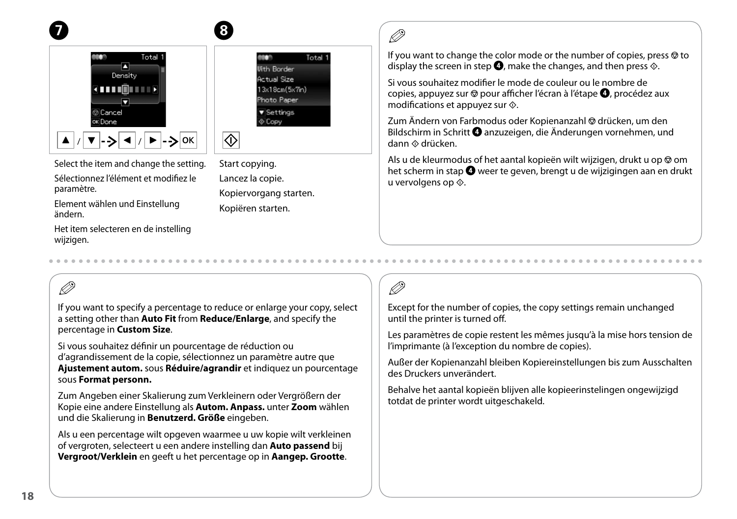**7**

Density

Cancel

Done

▲ / ▼ -> ◄ / ► -> OK

Select the item and change the setting.

Sélectionnez l'élément et modifiez le paramètre.

Element wählen und Einstellung ändern.

Het item selecteren en de instelling wijzigen.

**8**

Total 1

With Border

Actual Size

13x18cm(5x7in)

Photo Paper

Settings

Copy

Start copying.

Lancez la copie.

Kopiervorgang starten.

Kopiëren starten.

If you want to change the color mode or the number of copies, press ⊘ to display the screen in step ❹, make the changes, and then press ◇.

Si vous souhaitez modifier le mode de couleur ou le nombre de copies, appuyez sur ⊘ pour afficher l'écran à l'étape ❹, procédez aux modifications et appuyez sur ◇.

Zum Ändern von Farbmodus oder Kopienanzahl ⊘ drücken, um den Bildschirm in Schritt ❹ anzuzeigen, die Änderungen vornehmen, und dann ◇ drücken.

Als u de kleurmodus of het aantal kopieën wilt wijzigen, drukt u op ⊘ om het scherm in stap ❹ weer te geven, brengt u de wijzigingen aan en drukt u vervolgens op ◇.

If you want to specify a percentage to reduce or enlarge your copy, select a setting other than **Auto Fit** from **Reduce/Enlarge**, and specify the percentage in **Custom Size**.

Si vous souhaitez définir un pourcentage de réduction ou d'agrandissement de la copie, sélectionnez un paramètre autre que **Ajustement autom.** sous **Réduire/agrandir** et indiquez un pourcentage sous **Format personn.**

Zum Angeben einer Skalierung zum Verkleinern oder Vergrößern der Kopie eine andere Einstellung als **Autom. Anpass.** unter **Zoom** wählen und die Skalierung in **Benutzerd. Größe** eingeben.

Als u een percentage wilt opgeven waarmee u uw kopie wilt verkleinen of vergroten, selecteert u een andere instelling dan **Auto passend** bij **Vergroot/Verklein** en geeft u het percentage op in **Aangep. Grootte**.

Except for the number of copies, the copy settings remain unchanged until the printer is turned off.

Les paramètres de copie restent les mêmes jusqu'à la mise hors tension de l'imprimante (à l'exception du nombre de copies).

Außer der Kopienanzahl bleiben Kopiereinstellungen bis zum Ausschalten des Druckers unverändert.

Behalve het aantal kopieën blijven alle kopieerinstelingen ongewijzigd totdat de printer wordt uitgeschakeld.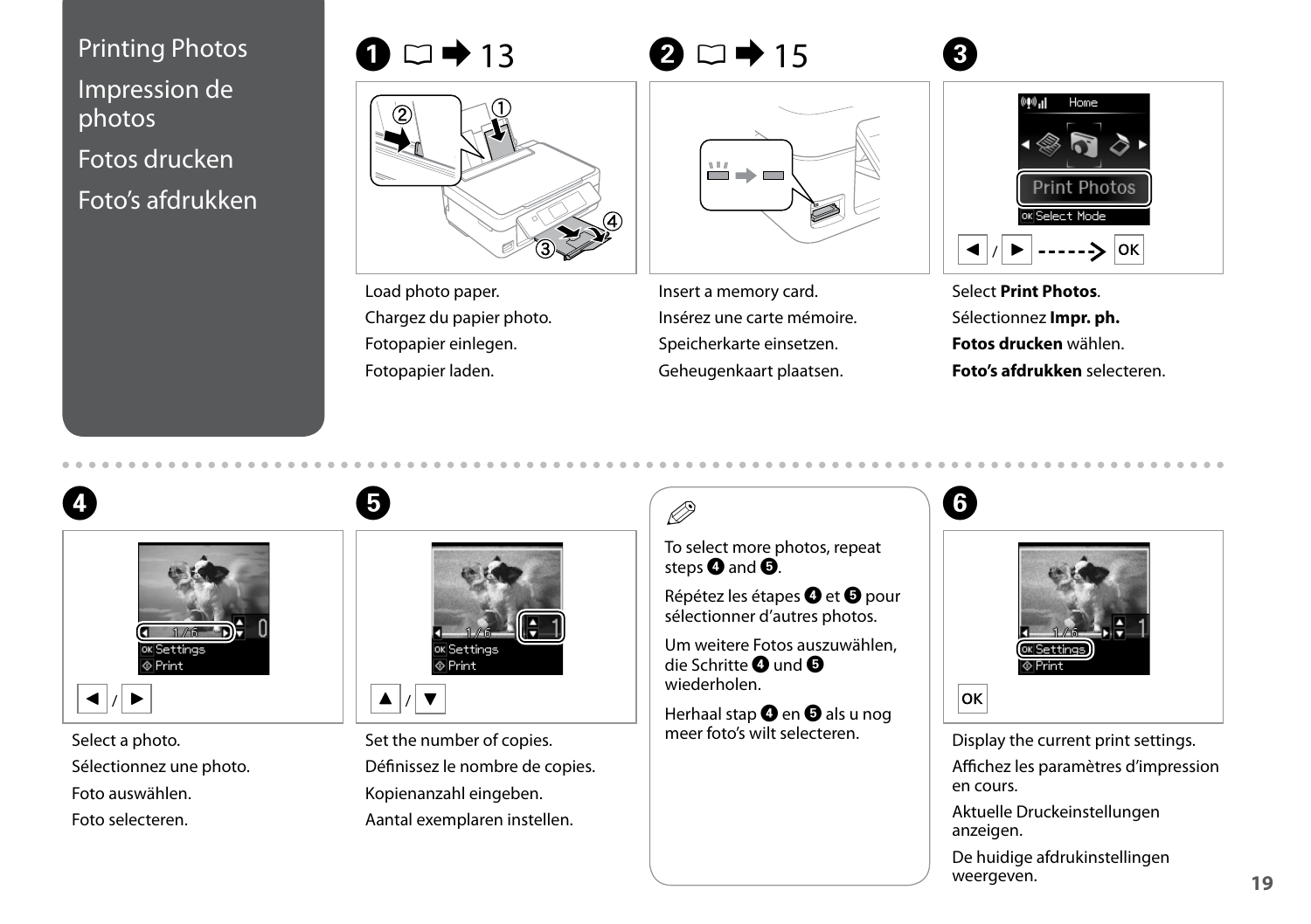# Printing Photos

# Impression de photos

# Fotos drucken

# Foto's afdrukken

**❶** □ ➡ 13

Load photo paper.

Chargez du papier photo.

Fotopapier einlegen.

Fotopapier laden.

**❷** □ ➡ 15

Insert a memory card.

Insérez une carte mémoire.

Speicherkarte einsetzen.

Geheugenkaart plaatsen.

**❸**

Select **Print Photos**.

Sélectionnez **Impr. ph.**

**Fotos drucken** wählen.

**Foto's afdrukken** selecteren.

**❹**

Select a photo.

Sélectionnez une photo.

Foto auswählen.

Foto selecteren.

**❺**

Set the number of copies.

Définissez le nombre de copies.

Kopienanzahl eingeben.

Aantal exemplaren instellen.

To select more photos, repeat steps ❹ and ❺.

Répétez les étapes ❹ et ❺ pour sélectionner d'autres photos.

Um weitere Fotos auszuwählen, die Schritte ❹ und ❺ wiederholen.

Herhaal stap ❹ en ❺ als u nog meer foto's wilt selecteren.

**❻**

Display the current print settings.

Affichez les paramètres d'impression en cours.

Aktuelle Druckeinstellungen anzeigen.

De huidige afdrukinstellingen weergeven.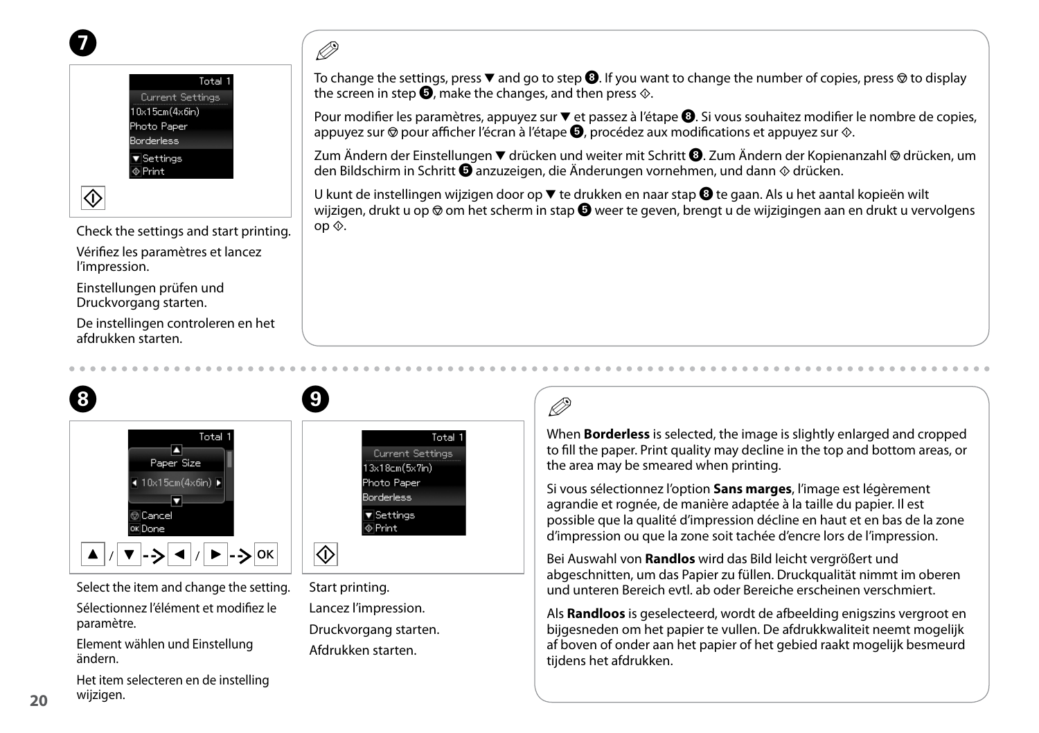**7**

Total 1
Current Settings
10x15cm(4x6in)
Photo Paper
Borderless
▼ Settings
◇ Print

Check the settings and start printing.

Vérifiez les paramètres et lancez l'impression.

Einstellungen prüfen und Druckvorgang starten.

De instellingen controleren en het afdrukken starten.

To change the settings, press ▼ and go to step **8**. If you want to change the number of copies, press ⊜ to display the screen in step **5**, make the changes, and then press ◇.

Pour modifier les paramètres, appuyez sur ▼ et passez à l'étape **8**. Si vous souhaitez modifier le nombre de copies, appuyez sur ⊜ pour afficher l'écran à l'étape **5**, procédez aux modifications et appuyez sur ◇.

Zum Ändern der Einstellungen ▼ drücken und weiter mit Schritt **8**. Zum Ändern der Kopienanzahl ⊜ drücken, um den Bildschirm in Schritt **5** anzuzeigen, die Änderungen vornehmen, und dann ◇ drücken.

U kunt de instellingen wijzigen door op ▼ te drukken en naar stap **8** te gaan. Als u het aantal kopieën wilt wijzigen, drukt u op ⊜ om het scherm in stap **5** weer te geven, brengt u de wijzigingen aan en drukt u vervolgens op ◇.

**8**

Total 1
Paper Size
◀ 10x15cm(4x6in) ▶
Cancel
OK Done

▲ / ▼ --> ◀ / ▶ --> OK

Select the item and change the setting.

Sélectionnez l'élément et modifiez le paramètre.

Element wählen und Einstellung ändern.

Het item selecteren en de instelling wijzigen.

**9**

Total 1
Current Settings
13x18cm(5x7in)
Photo Paper
Borderless
▼ Settings
◇ Print

Start printing.

Lancez l'impression.

Druckvorgang starten.

Afdrukken starten.

When **Borderless** is selected, the image is slightly enlarged and cropped to fill the paper. Print quality may decline in the top and bottom areas, or the area may be smeared when printing.

Si vous sélectionnez l'option **Sans marges**, l'image est légèrement agrandie et rognée, de manière adaptée à la taille du papier. Il est possible que la qualité d'impression décline en haut et en bas de la zone d'impression ou que la zone soit tachée d'encre lors de l'impression.

Bei Auswahl von **Randlos** wird das Bild leicht vergrößert und abgeschnitten, um das Papier zu füllen. Druckqualität nimmt im oberen und unteren Bereich evtl. ab oder Bereiche erscheinen verschmiert.

Als **Randloos** is geselecteerd, wordt de afbeelding enigszins vergroot en bijgesneden om het papier te vullen. De afdrukkwaliteit neemt mogelijk af boven of onder aan het papier of het gebied raakt mogelijk besmeurd tijdens het afdrukken.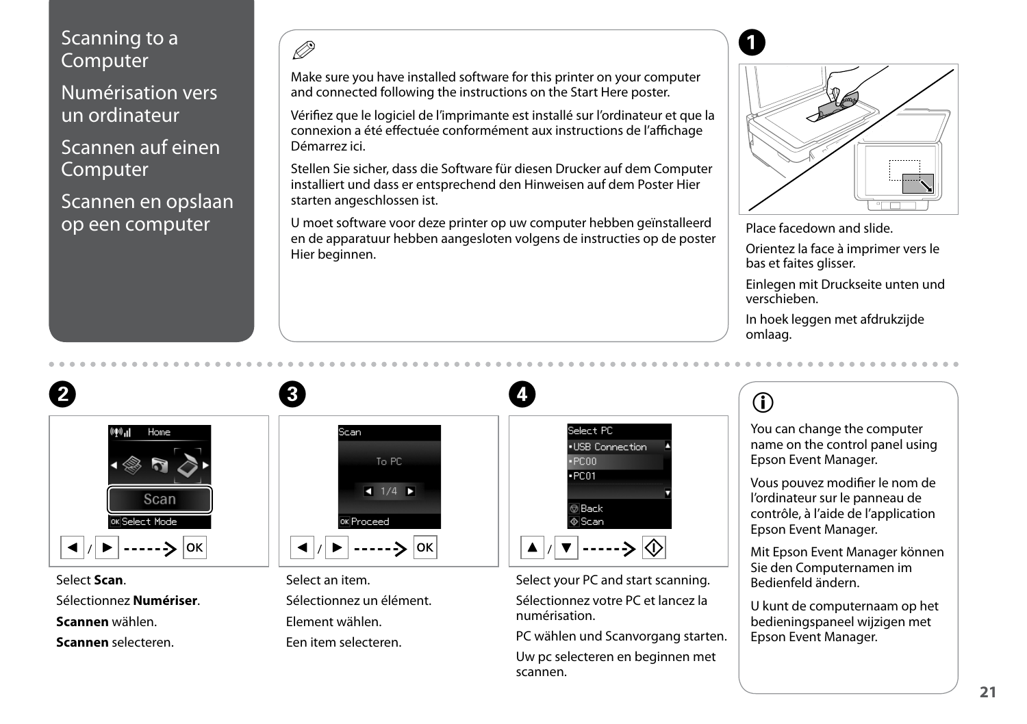# Scanning to a Computer

# Numérisation vers un ordinateur

# Scannen auf einen Computer

# Scannen en opslaan op een computer

Make sure you have installed software for this printer on your computer and connected following the instructions on the Start Here poster.

Vérifiez que le logiciel de l'imprimante est installé sur l'ordinateur et que la connexion a été effectuée conformément aux instructions de l'affichage Démarrez ici.

Stellen Sie sicher, dass die Software für diesen Drucker auf dem Computer installiert und dass er entsprechend den Hinweisen auf dem Poster Hier starten angeschlossen ist.

U moet software voor deze printer op uw computer hebben geïnstalleerd en de apparatuur hebben aangesloten volgens de instructies op de poster Hier beginnen.

**1**

Place facedown and slide.

Orientez la face à imprimer vers le bas et faites glisser.

Einlegen mit Druckseite unten und verschieben.

In hoek leggen met afdrukzijde omlaag.

**2**

Home

Scan

OK Select Mode

◀ / ▶ -----> OK

Select **Scan**.

Sélectionnez **Numériser**.

**Scannen** wählen.

**Scannen** selecteren.

**3**

Scan

To PC

◀ 1/4 ▶

OK Proceed

◀ / ▶ -----> OK

Select an item.

Sélectionnez un élément.

Element wählen.

Een item selecteren.

**4**

Select PC

- USB Connection
- PC00
- PC01

Back

Scan

▲ / ▼ -----> ◇

Select your PC and start scanning.

Sélectionnez votre PC et lancez la numérisation.

PC wählen und Scanvorgang starten.

Uw pc selecteren en beginnen met scannen.

You can change the computer name on the control panel using Epson Event Manager.

Vous pouvez modifier le nom de l'ordinateur sur le panneau de contrôle, à l'aide de l'application Epson Event Manager.

Mit Epson Event Manager können Sie den Computernamen im Bedienfeld ändern.

U kunt de computernaam op het bedieningspaneel wijzigen met Epson Event Manager.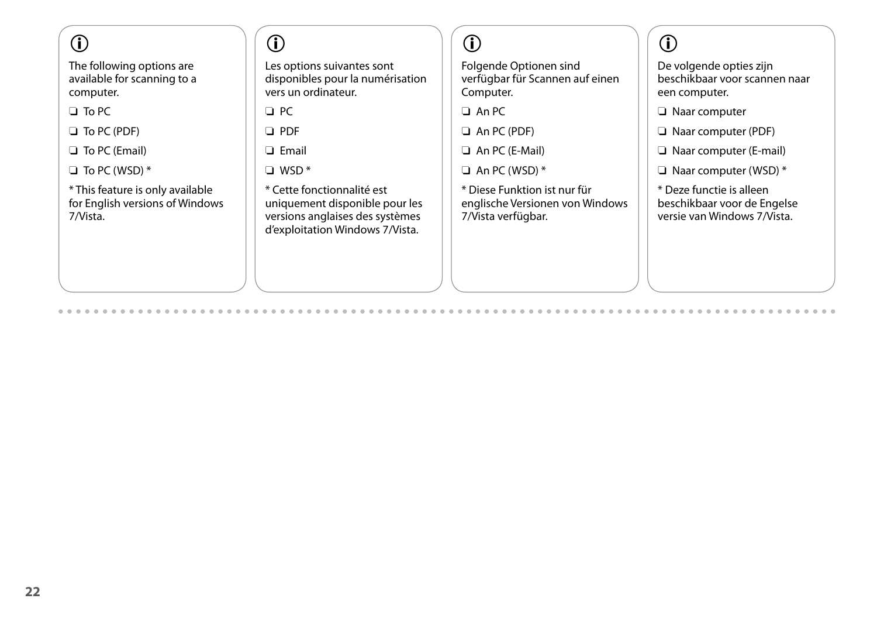The following options are available for scanning to a computer.

❏ To PC

❏ To PC (PDF)

❏ To PC (Email)

❏ To PC (WSD) *

* This feature is only available for English versions of Windows 7/Vista.

Les options suivantes sont disponibles pour la numérisation vers un ordinateur.

❏ PC

❏ PDF

❏ Email

❏ WSD *

* Cette fonctionnalité est uniquement disponible pour les versions anglaises des systèmes d'exploitation Windows 7/Vista.

Folgende Optionen sind verfügbar für Scannen auf einen Computer.

❏ An PC

❏ An PC (PDF)

❏ An PC (E-Mail)

❏ An PC (WSD) *

* Diese Funktion ist nur für englische Versionen von Windows 7/Vista verfügbar.

De volgende opties zijn beschikbaar voor scannen naar een computer.

❏ Naar computer

❏ Naar computer (PDF)

❏ Naar computer (E-mail)

❏ Naar computer (WSD) *

* Deze functie is alleen beschikbaar voor de Engelse versie van Windows 7/Vista.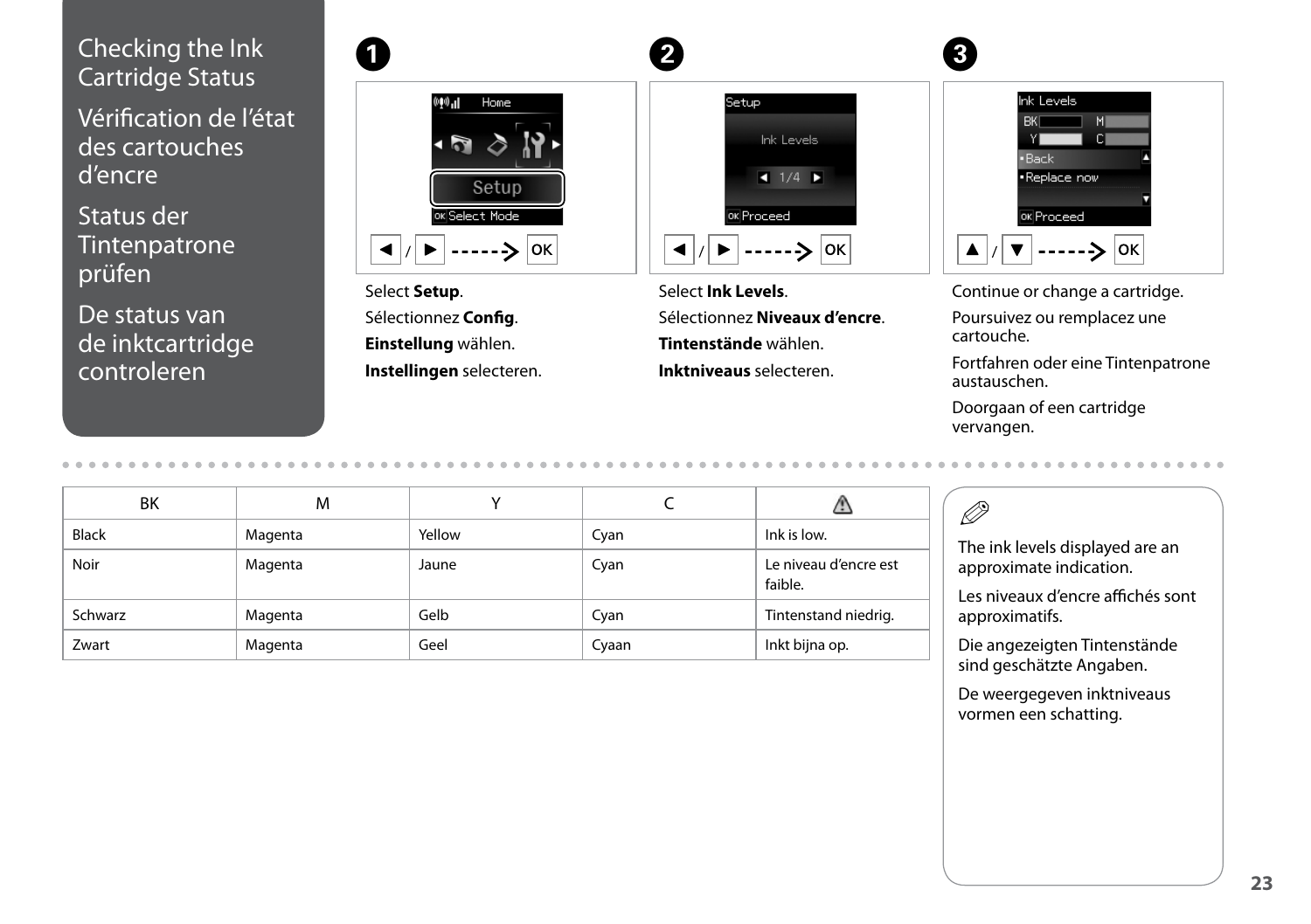# Checking the Ink Cartridge Status

# Vérification de l'état des cartouches d'encre

# Status der Tintenpatrone prüfen

# De status van de inktcartridge controleren

**1**

◄ / ► -----> OK

Select **Setup**.

Sélectionnez **Config**.

**Einstellung** wählen.

**Instellingen** selecteren.

**2**

◄ / ► -----> OK

Select **Ink Levels**.

Sélectionnez **Niveaux d'encre**.

**Tintenstände** wählen.

**Inktniveaus** selecteren.

**3**

▲ / ▼ -----> OK

Continue or change a cartridge.

Poursuivez ou remplacez une cartouche.

Fortfahren oder eine Tintenpatrone austauschen.

Doorgaan of een cartridge vervangen.

| BK | M | Y | C | ⚠ |
|---|---|---|---|---|
| Black | Magenta | Yellow | Cyan | Ink is low. |
| Noir | Magenta | Jaune | Cyan | Le niveau d'encre est faible. |
| Schwarz | Magenta | Gelb | Cyan | Tintenstand niedrig. |
| Zwart | Magenta | Geel | Cyaan | Inkt bijna op. |

The ink levels displayed are an approximate indication.

Les niveaux d'encre affichés sont approximatifs.

Die angezeigten Tintenstände sind geschätzte Angaben.

De weergegeven inktniveaus vormen een schatting.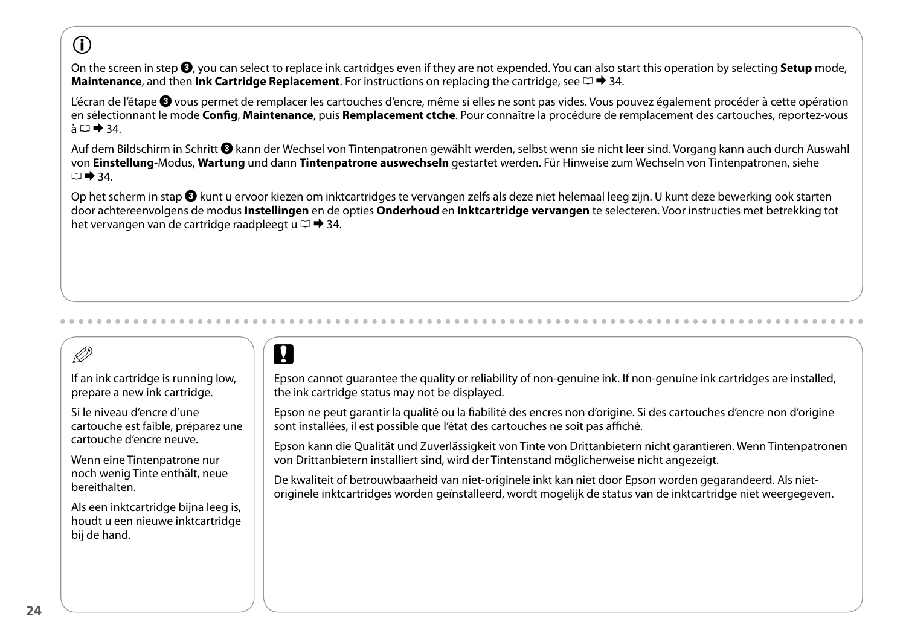On the screen in step ❸, you can select to replace ink cartridges even if they are not expended. You can also start this operation by selecting **Setup** mode, **Maintenance**, and then **Ink Cartridge Replacement**. For instructions on replacing the cartridge, see □ ➡ 34.

L'écran de l'étape ❸ vous permet de remplacer les cartouches d'encre, même si elles ne sont pas vides. Vous pouvez également procéder à cette opération en sélectionnant le mode **Config**, **Maintenance**, puis **Remplacement ctche**. Pour connaître la procédure de remplacement des cartouches, reportez-vous à □ ➡ 34.

Auf dem Bildschirm in Schritt ❸ kann der Wechsel von Tintenpatronen gewählt werden, selbst wenn sie nicht leer sind. Vorgang kann auch durch Auswahl von **Einstellung**-Modus, **Wartung** und dann **Tintenpatrone auswechseln** gestartet werden. Für Hinweise zum Wechseln von Tintenpatronen, siehe □ ➡ 34.

Op het scherm in stap ❸ kunt u ervoor kiezen om inktcartridges te vervangen zelfs als deze niet helemaal leeg zijn. U kunt deze bewerking ook starten door achtereenvolgens de modus **Instellingen** en de opties **Onderhoud** en **Inktcartridge vervangen** te selecteren. Voor instructies met betrekking tot het vervangen van de cartridge raadpleegt u □ ➡ 34.

---

If an ink cartridge is running low, prepare a new ink cartridge.

Si le niveau d'encre d'une cartouche est faible, préparez une cartouche d'encre neuve.

Wenn eine Tintenpatrone nur noch wenig Tinte enthält, neue bereithalten.

Als een inktcartridge bijna leeg is, houdt u een nieuwe inktcartridge bij de hand.

Epson cannot guarantee the quality or reliability of non-genuine ink. If non-genuine ink cartridges are installed, the ink cartridge status may not be displayed.

Epson ne peut garantir la qualité ou la fiabilité des encres non d'origine. Si des cartouches d'encre non d'origine sont installées, il est possible que l'état des cartouches ne soit pas affiché.

Epson kann die Qualität und Zuverlässigkeit von Tinte von Drittanbietern nicht garantieren. Wenn Tintenpatronen von Drittanbietern installiert sind, wird der Tintenstand möglicherweise nicht angezeigt.

De kwaliteit of betrouwbaarheid van niet-originele inkt kan niet door Epson worden gegarandeerd. Als niet-originele inktcartridges worden geïnstalleerd, wordt mogelijk de status van de inktcartridge niet weergegeven.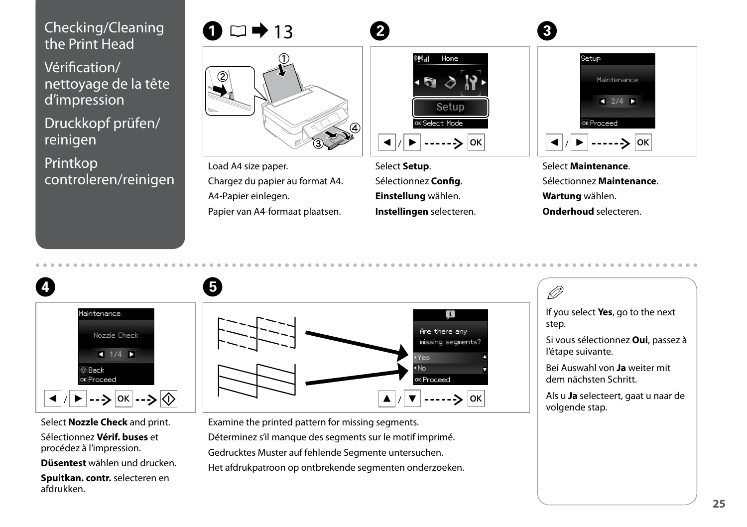# Checking/Cleaning the Print Head

# Vérification/ nettoyage de la tête d'impression

# Druckkopf prüfen/ reinigen

# Printkop controleren/reinigen

**1** → 13

Load A4 size paper.

Chargez du papier au format A4.

A4-Papier einlegen.

Papier van A4-formaat plaatsen.

**2**

Select **Setup**.

Sélectionnez **Config**.

**Einstellung** wählen.

**Instellingen** selecteren.

**3**

Select **Maintenance**.

Sélectionnez **Maintenance**.

**Wartung** wählen.

**Onderhoud** selecteren.

**4**

Select **Nozzle Check** and print.

Sélectionnez **Vérif. buses** et procédez à l'impression.

**Düsentest** wählen und drucken.

**Spuitkan. contr.** selecteren en afdrukken.

**5**

Examine the printed pattern for missing segments.

Déterminez s'il manque des segments sur le motif imprimé.

Gedrucktes Muster auf fehlende Segmente untersuchen.

Het afdrukpatroon op ontbrekende segmenten onderzoeken.

If you select **Yes**, go to the next step.

Si vous sélectionnez **Oui**, passez à l'étape suivante.

Bei Auswahl von **Ja** weiter mit dem nächsten Schritt.

Als u **Ja** selecteert, gaat u naar de volgende stap.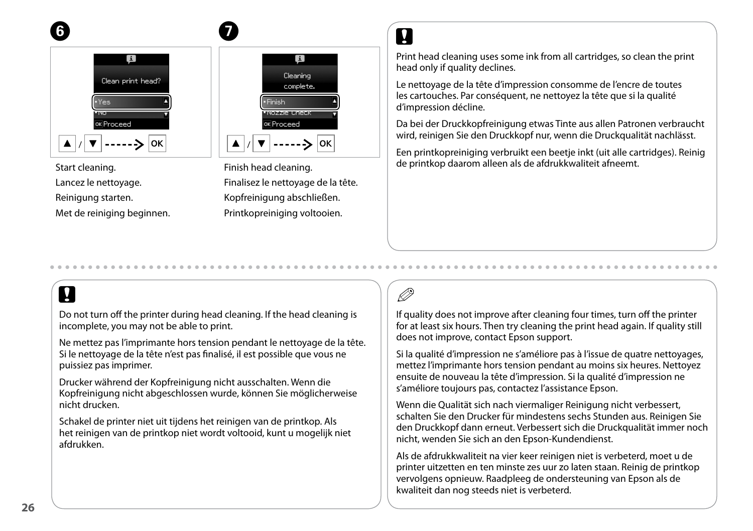**6**

Clean print head?

- Yes
- No

OK Proceed

▲ / ▼ -----> OK

Start cleaning.

Lancez le nettoyage.

Reinigung starten.

Met de reiniging beginnen.

**7**

Cleaning complete.

- Finish
- Nozzle Check

OK Proceed

▲ / ▼ -----> OK

Finish head cleaning.

Finalisez le nettoyage de la tête.

Kopfreinigung abschließen.

Printkopreiniging voltooien.

**!**

Print head cleaning uses some ink from all cartridges, so clean the print head only if quality declines.

Le nettoyage de la tête d'impression consomme de l'encre de toutes les cartouches. Par conséquent, ne nettoyez la tête que si la qualité d'impression décline.

Da bei der Druckkopfreinigung etwas Tinte aus allen Patronen verbraucht wird, reinigen Sie den Druckkopf nur, wenn die Druckqualität nachlässt.

Een printkopreiniging verbruikt een beetje inkt (uit alle cartridges). Reinig de printkop daarom alleen als de afdrukkwaliteit afneemt.

---

**!**

Do not turn off the printer during head cleaning. If the head cleaning is incomplete, you may not be able to print.

Ne mettez pas l'imprimante hors tension pendant le nettoyage de la tête. Si le nettoyage de la tête n'est pas finalisé, il est possible que vous ne puissiez pas imprimer.

Drucker während der Kopfreinigung nicht ausschalten. Wenn die Kopfreinigung nicht abgeschlossen wurde, können Sie möglicherweise nicht drucken.

Schakel de printer niet uit tijdens het reinigen van de printkop. Als het reinigen van de printkop niet wordt voltooid, kunt u mogelijk niet afdrukken.

If quality does not improve after cleaning four times, turn off the printer for at least six hours. Then try cleaning the print head again. If quality still does not improve, contact Epson support.

Si la qualité d'impression ne s'améliore pas à l'issue de quatre nettoyages, mettez l'imprimante hors tension pendant au moins six heures. Nettoyez ensuite de nouveau la tête d'impression. Si la qualité d'impression ne s'améliore toujours pas, contactez l'assistance Epson.

Wenn die Qualität sich nach viermaliger Reinigung nicht verbessert, schalten Sie den Drucker für mindestens sechs Stunden aus. Reinigen Sie den Druckkopf dann erneut. Verbessert sich die Druckqualität immer noch nicht, wenden Sie sich an den Epson-Kundendienst.

Als de afdrukkwaliteit na vier keer reinigen niet is verbeterd, moet u de printer uitzetten en ten minste zes uur zo laten staan. Reinig de printkop vervolgens opnieuw. Raadpleeg de ondersteuning van Epson als de kwaliteit dan nog steeds niet is verbeterd.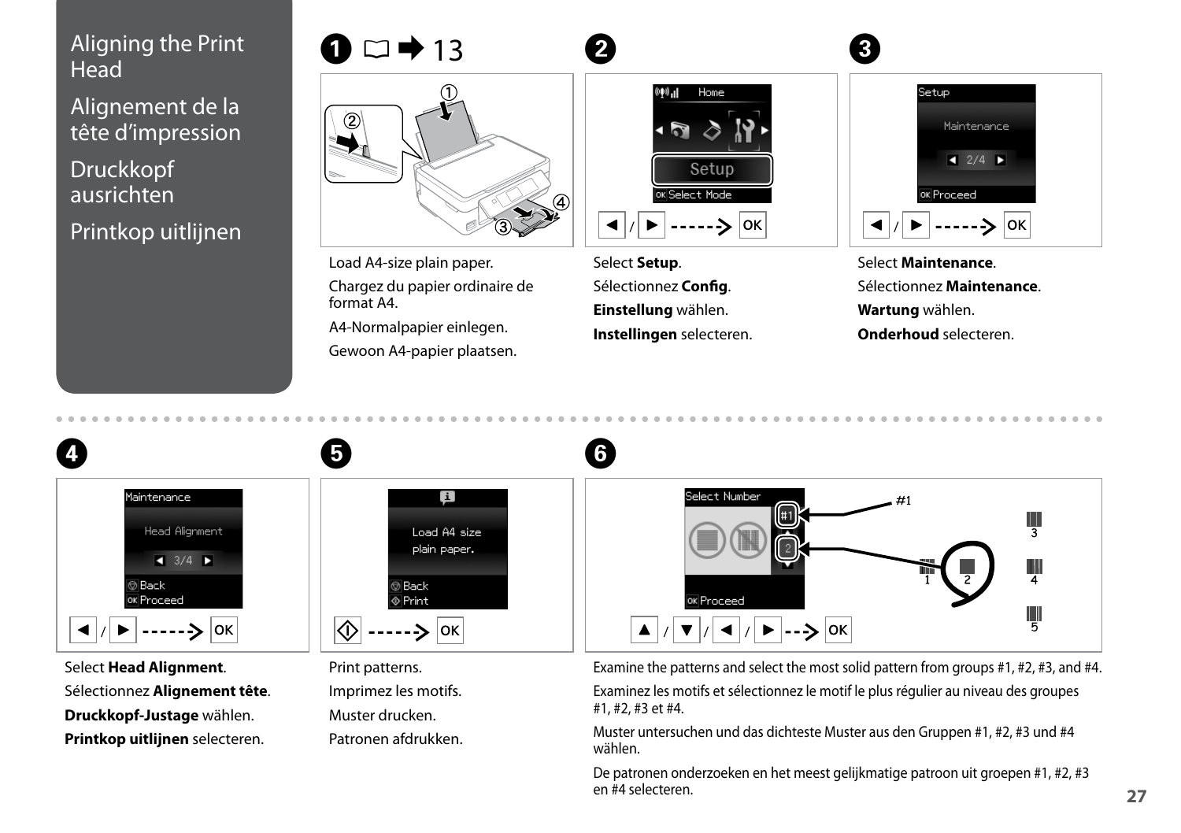# Aligning the Print Head

# Alignement de la tête d'impression

# Druckkopf ausrichten

# Printkop uitlijnen

**1** □ ➡ 13

Load A4-size plain paper.

Chargez du papier ordinaire de format A4.

A4-Normalpapier einlegen.

Gewoon A4-papier plaatsen.

**2**

Select **Setup**.

Sélectionnez **Config**.

**Einstellung** wählen.

**Instellingen** selecteren.

**3**

Select **Maintenance**.

Sélectionnez **Maintenance**.

**Wartung** wählen.

**Onderhoud** selecteren.

**4**

Select **Head Alignment**.

Sélectionnez **Alignement tête**.

**Druckkopf-Justage** wählen.

**Printkop uitlijnen** selecteren.

**5**

Print patterns.

Imprimez les motifs.

Muster drucken.

Patronen afdrukken.

**6**

Examine the patterns and select the most solid pattern from groups #1, #2, #3, and #4.

Examinez les motifs et sélectionnez le motif le plus régulier au niveau des groupes #1, #2, #3 et #4.

Muster untersuchen und das dichteste Muster aus den Gruppen #1, #2, #3 und #4 wählen.

De patronen onderzoeken en het meest gelijkmatige patroon uit groepen #1, #2, #3 en #4 selecteren.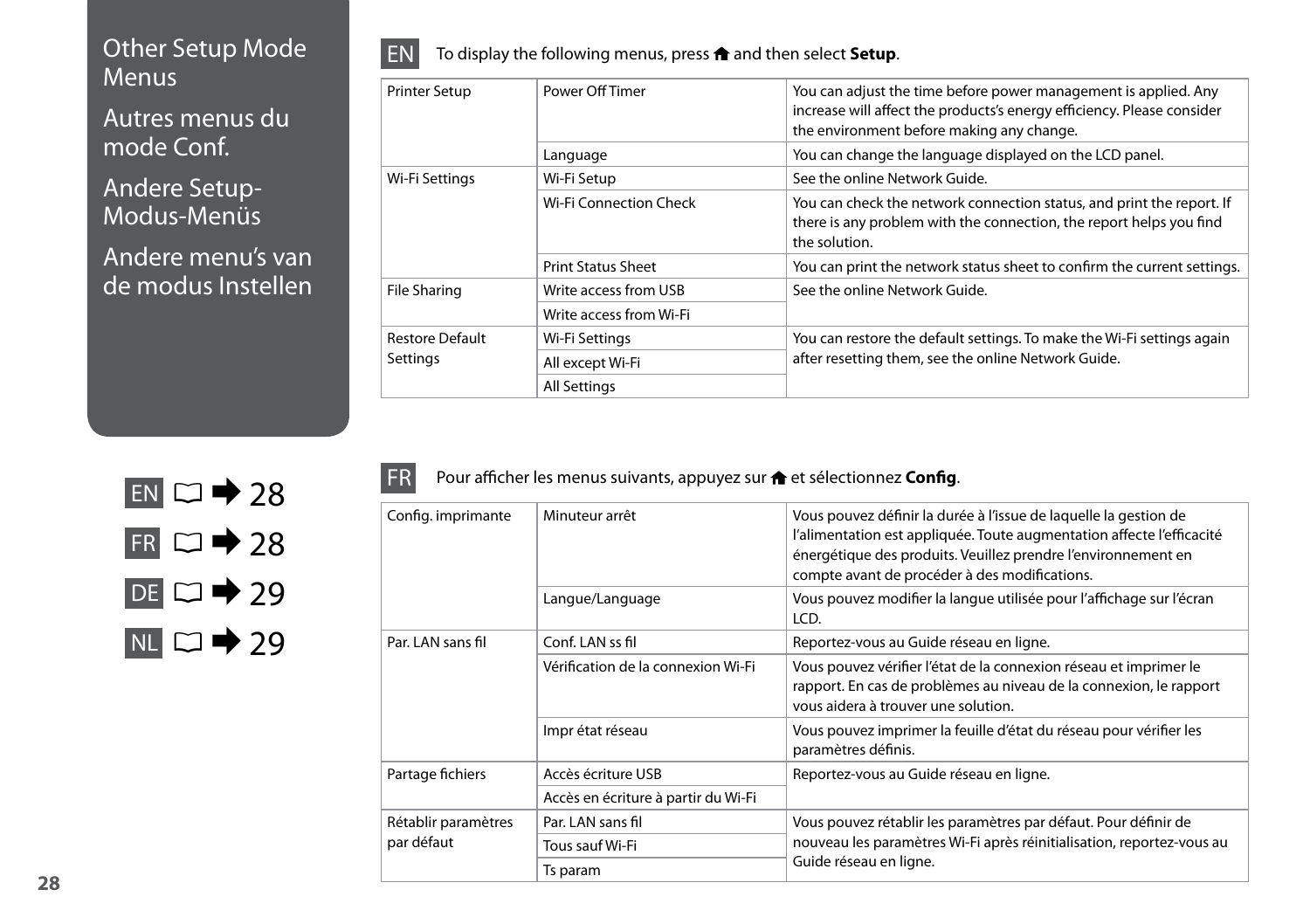# Other Setup Mode Menus

# Autres menus du mode Conf.

# Andere Setup-Modus-Menüs

# Andere menu's van de modus Instellen

EN → 28
FR → 28
DE → 29
NL → 29

**EN** To display the following menus, press 🏠 and then select **Setup**.

| | | |
|---|---|---|
| Printer Setup | Power Off Timer | You can adjust the time before power management is applied. Any increase will affect the products's energy efficiency. Please consider the environment before making any change. |
| | Language | You can change the language displayed on the LCD panel. |
| Wi-Fi Settings | Wi-Fi Setup | See the online Network Guide. |
| | Wi-Fi Connection Check | You can check the network connection status, and print the report. If there is any problem with the connection, the report helps you find the solution. |
| | Print Status Sheet | You can print the network status sheet to confirm the current settings. |
| File Sharing | Write access from USB | See the online Network Guide. |
| | Write access from Wi-Fi | |
| Restore Default Settings | Wi-Fi Settings | You can restore the default settings. To make the Wi-Fi settings again after resetting them, see the online Network Guide. |
| | All except Wi-Fi | |
| | All Settings | |

**FR** Pour afficher les menus suivants, appuyez sur 🏠 et sélectionnez **Config**.

| | | |
|---|---|---|
| Config. imprimante | Minuteur arrêt | Vous pouvez définir la durée à l'issue de laquelle la gestion de l'alimentation est appliquée. Toute augmentation affecte l'efficacité énergétique des produits. Veuillez prendre l'environnement en compte avant de procéder à des modifications. |
| | Langue/Language | Vous pouvez modifier la langue utilisée pour l'affichage sur l'écran LCD. |
| Par. LAN sans fil | Conf. LAN ss fil | Reportez-vous au Guide réseau en ligne. |
| | Vérification de la connexion Wi-Fi | Vous pouvez vérifier l'état de la connexion réseau et imprimer le rapport. En cas de problèmes au niveau de la connexion, le rapport vous aidera à trouver une solution. |
| | Impr état réseau | Vous pouvez imprimer la feuille d'état du réseau pour vérifier les paramètres définis. |
| Partage fichiers | Accès écriture USB | Reportez-vous au Guide réseau en ligne. |
| | Accès en écriture à partir du Wi-Fi | |
| Rétablir paramètres par défaut | Par. LAN sans fil | Vous pouvez rétablir les paramètres par défaut. Pour définir de nouveau les paramètres Wi-Fi après réinitialisation, reportez-vous au Guide réseau en ligne. |
| | Tous sauf Wi-Fi | |
| | Ts param | |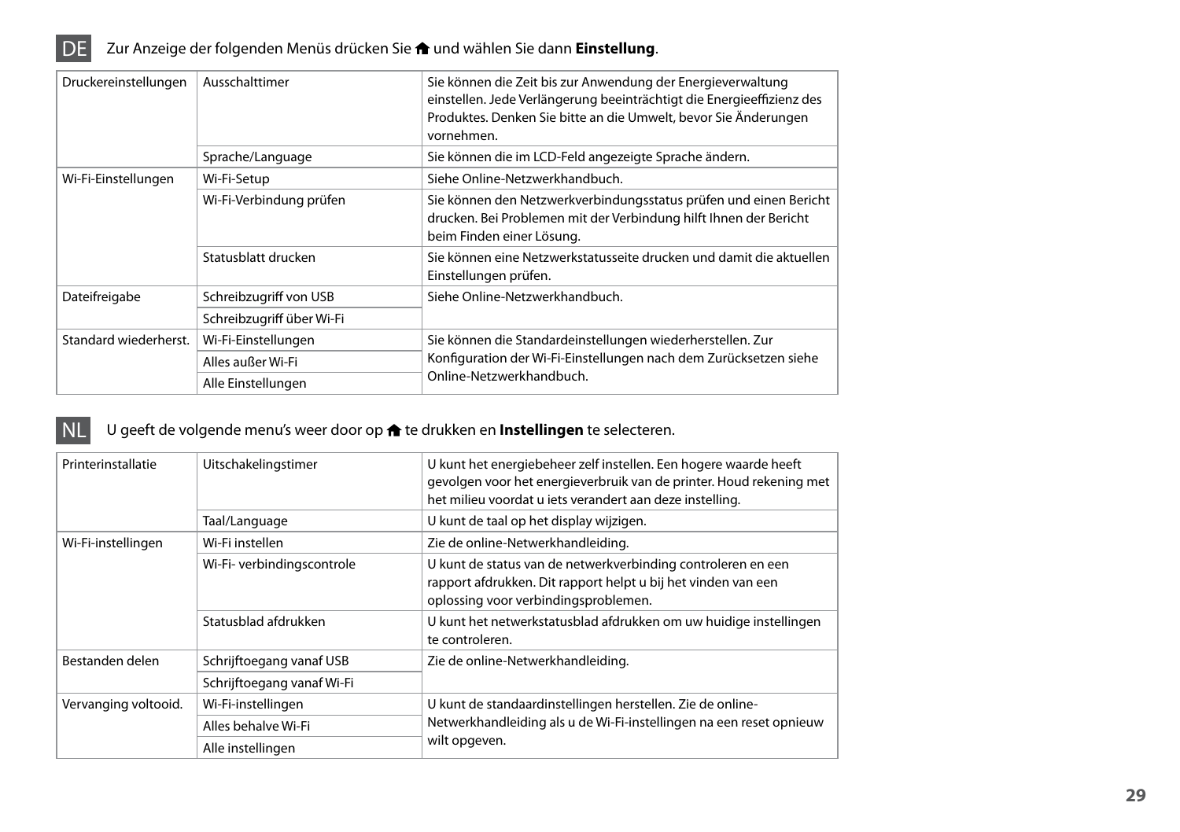DE Zur Anzeige der folgenden Menüs drücken Sie 🏠 und wählen Sie dann **Einstellung**.

| Druckereinstellungen | Ausschalttimer | Sie können die Zeit bis zur Anwendung der Energieverwaltung einstellen. Jede Verlängerung beeinträchtigt die Energieeffizienz des Produktes. Denken Sie bitte an die Umwelt, bevor Sie Änderungen vornehmen. |
|---|---|---|
| | Sprache/Language | Sie können die im LCD-Feld angezeigte Sprache ändern. |
| Wi-Fi-Einstellungen | Wi-Fi-Setup | Siehe Online-Netzwerkhandbuch. |
| | Wi-Fi-Verbindung prüfen | Sie können den Netzwerkverbindungsstatus prüfen und einen Bericht drucken. Bei Problemen mit der Verbindung hilft Ihnen der Bericht beim Finden einer Lösung. |
| | Statusblatt drucken | Sie können eine Netzwerkstatusseite drucken und damit die aktuellen Einstellungen prüfen. |
| Dateifreigabe | Schreibzugriff von USB | Siehe Online-Netzwerkhandbuch. |
| | Schreibzugriff über Wi-Fi | |
| Standard wiederherst. | Wi-Fi-Einstellungen | Sie können die Standardeinstellungen wiederherstellen. Zur Konfiguration der Wi-Fi-Einstellungen nach dem Zurücksetzen siehe Online-Netzwerkhandbuch. |
| | Alles außer Wi-Fi | |
| | Alle Einstellungen | |

NL U geeft de volgende menu's weer door op 🏠 te drukken en **Instellingen** te selecteren.

| Printerinstallatie | Uitschakelingstimer | U kunt het energiebeheer zelf instellen. Een hogere waarde heeft gevolgen voor het energieverbruik van de printer. Houd rekening met het milieu voordat u iets verandert aan deze instelling. |
|---|---|---|
| | Taal/Language | U kunt de taal op het display wijzigen. |
| Wi-Fi-instellingen | Wi-Fi instellen | Zie de online-Netwerkhandleiding. |
| | Wi-Fi- verbindingscontrole | U kunt de status van de netwerkverbinding controleren en een rapport afdrukken. Dit rapport helpt u bij het vinden van een oplossing voor verbindingsproblemen. |
| | Statusblad afdrukken | U kunt het netwerkstatusblad afdrukken om uw huidige instellingen te controleren. |
| Bestanden delen | Schrijftoegang vanaf USB | Zie de online-Netwerkhandleiding. |
| | Schrijftoegang vanaf Wi-Fi | |
| Vervanging voltooid. | Wi-Fi-instellingen | U kunt de standaardinstellingen herstellen. Zie de online-Netwerkhandleiding als u de Wi-Fi-instellingen na een reset opnieuw wilt opgeven. |
| | Alles behalve Wi-Fi | |
| | Alle instellingen | |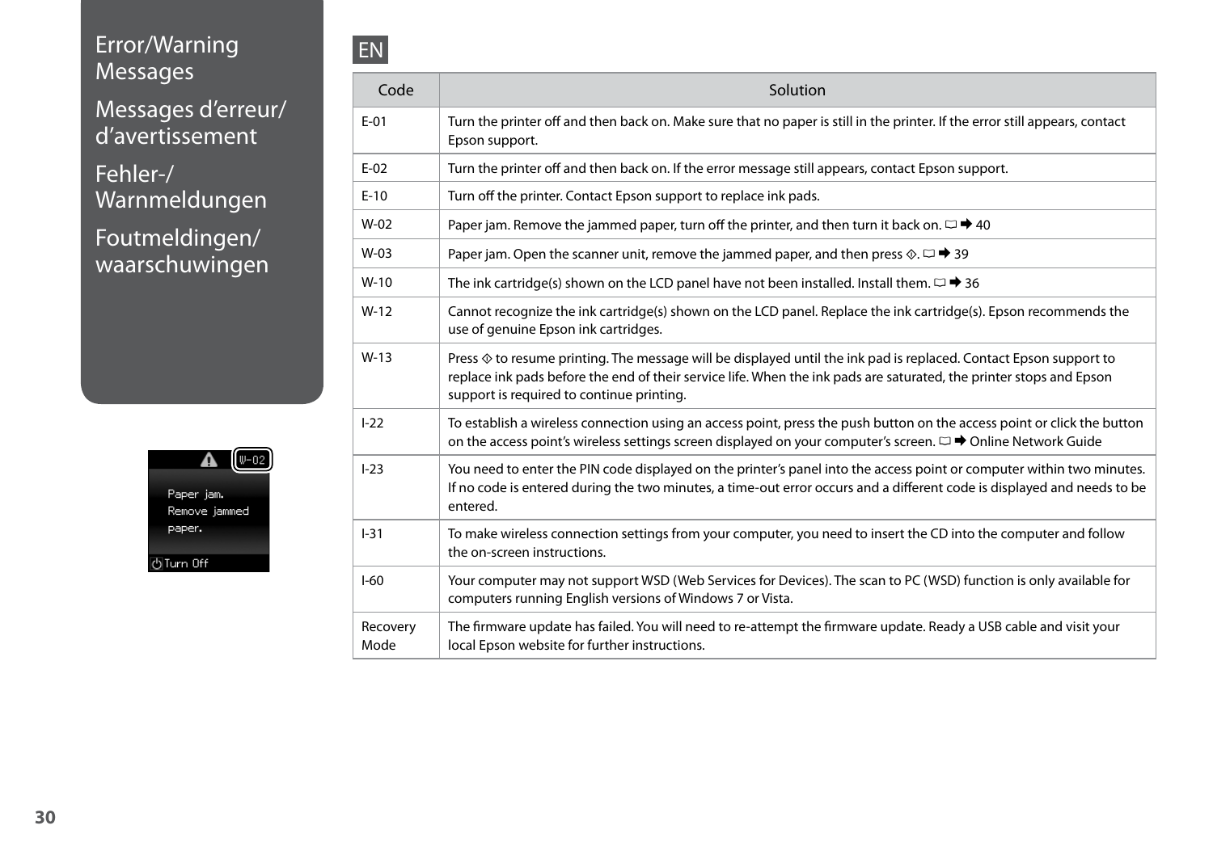# Error/Warning Messages

# Messages d'erreur/d'avertissement

# Fehler-/Warnmeldungen

# Foutmeldingen/waarschuwingen

W-02

Paper jam.
Remove jammed paper.

Turn Off

## EN

| Code | Solution |
| --- | --- |
| E-01 | Turn the printer off and then back on. Make sure that no paper is still in the printer. If the error still appears, contact Epson support. |
| E-02 | Turn the printer off and then back on. If the error message still appears, contact Epson support. |
| E-10 | Turn off the printer. Contact Epson support to replace ink pads. |
| W-02 | Paper jam. Remove the jammed paper, turn off the printer, and then turn it back on. ➡ 40 |
| W-03 | Paper jam. Open the scanner unit, remove the jammed paper, and then press ◇. ➡ 39 |
| W-10 | The ink cartridge(s) shown on the LCD panel have not been installed. Install them. ➡ 36 |
| W-12 | Cannot recognize the ink cartridge(s) shown on the LCD panel. Replace the ink cartridge(s). Epson recommends the use of genuine Epson ink cartridges. |
| W-13 | Press ◇ to resume printing. The message will be displayed until the ink pad is replaced. Contact Epson support to replace ink pads before the end of their service life. When the ink pads are saturated, the printer stops and Epson support is required to continue printing. |
| I-22 | To establish a wireless connection using an access point, press the push button on the access point or click the button on the access point's wireless settings screen displayed on your computer's screen. ➡ Online Network Guide |
| I-23 | You need to enter the PIN code displayed on the printer's panel into the access point or computer within two minutes. If no code is entered during the two minutes, a time-out error occurs and a different code is displayed and needs to be entered. |
| I-31 | To make wireless connection settings from your computer, you need to insert the CD into the computer and follow the on-screen instructions. |
| I-60 | Your computer may not support WSD (Web Services for Devices). The scan to PC (WSD) function is only available for computers running English versions of Windows 7 or Vista. |
| Recovery Mode | The firmware update has failed. You will need to re-attempt the firmware update. Ready a USB cable and visit your local Epson website for further instructions. |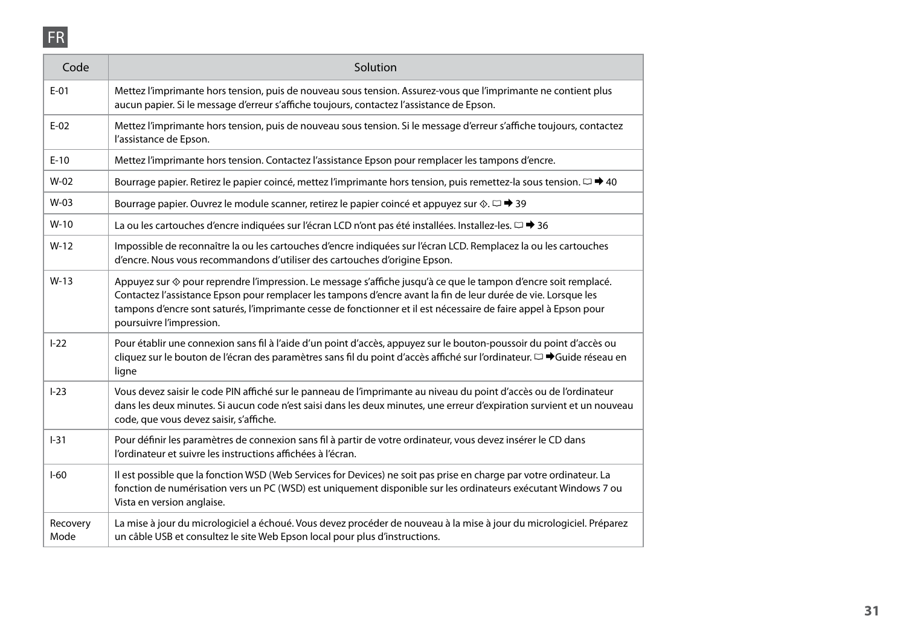FR

| Code | Solution |
| --- | --- |
| E-01 | Mettez l'imprimante hors tension, puis de nouveau sous tension. Assurez-vous que l'imprimante ne contient plus aucun papier. Si le message d'erreur s'affiche toujours, contactez l'assistance de Epson. |
| E-02 | Mettez l'imprimante hors tension, puis de nouveau sous tension. Si le message d'erreur s'affiche toujours, contactez l'assistance de Epson. |
| E-10 | Mettez l'imprimante hors tension. Contactez l'assistance Epson pour remplacer les tampons d'encre. |
| W-02 | Bourrage papier. Retirez le papier coincé, mettez l'imprimante hors tension, puis remettez-la sous tension. 🕮 ➡ 40 |
| W-03 | Bourrage papier. Ouvrez le module scanner, retirez le papier coincé et appuyez sur ◇. 🕮 ➡ 39 |
| W-10 | La ou les cartouches d'encre indiquées sur l'écran LCD n'ont pas été installées. Installez-les. 🕮 ➡ 36 |
| W-12 | Impossible de reconnaître la ou les cartouches d'encre indiquées sur l'écran LCD. Remplacez la ou les cartouches d'encre. Nous vous recommandons d'utiliser des cartouches d'origine Epson. |
| W-13 | Appuyez sur ◇ pour reprendre l'impression. Le message s'affiche jusqu'à ce que le tampon d'encre soit remplacé. Contactez l'assistance Epson pour remplacer les tampons d'encre avant la fin de leur durée de vie. Lorsque les tampons d'encre sont saturés, l'imprimante cesse de fonctionner et il est nécessaire de faire appel à Epson pour poursuivre l'impression. |
| I-22 | Pour établir une connexion sans fil à l'aide d'un point d'accès, appuyez sur le bouton-poussoir du point d'accès ou cliquez sur le bouton de l'écran des paramètres sans fil du point d'accès affiché sur l'ordinateur. 🕮 ➡Guide réseau en ligne |
| I-23 | Vous devez saisir le code PIN affiché sur le panneau de l'imprimante au niveau du point d'accès ou de l'ordinateur dans les deux minutes. Si aucun code n'est saisi dans les deux minutes, une erreur d'expiration survient et un nouveau code, que vous devez saisir, s'affiche. |
| I-31 | Pour définir les paramètres de connexion sans fil à partir de votre ordinateur, vous devez insérer le CD dans l'ordinateur et suivre les instructions affichées à l'écran. |
| I-60 | Il est possible que la fonction WSD (Web Services for Devices) ne soit pas prise en charge par votre ordinateur. La fonction de numérisation vers un PC (WSD) est uniquement disponible sur les ordinateurs exécutant Windows 7 ou Vista en version anglaise. |
| Recovery Mode | La mise à jour du micrologiciel a échoué. Vous devez procéder de nouveau à la mise à jour du micrologiciel. Préparez un câble USB et consultez le site Web Epson local pour plus d'instructions. |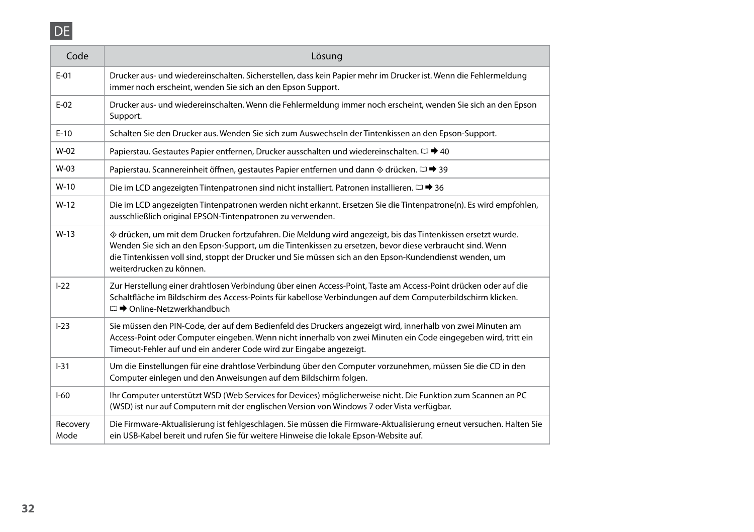DE

| Code | Lösung |
|---|---|
| E-01 | Drucker aus- und wiedereinschalten. Sicherstellen, dass kein Papier mehr im Drucker ist. Wenn die Fehlermeldung immer noch erscheint, wenden Sie sich an den Epson Support. |
| E-02 | Drucker aus- und wiedereinschalten. Wenn die Fehlermeldung immer noch erscheint, wenden Sie sich an den Epson Support. |
| E-10 | Schalten Sie den Drucker aus. Wenden Sie sich zum Auswechseln der Tintenkissen an den Epson-Support. |
| W-02 | Papierstau. Gestautes Papier entfernen, Drucker ausschalten und wiedereinschalten. □ ➡ 40 |
| W-03 | Papierstau. Scannereinheit öffnen, gestautes Papier entfernen und dann ◇ drücken. □ ➡ 39 |
| W-10 | Die im LCD angezeigten Tintenpatronen sind nicht installiert. Patronen installieren. □ ➡ 36 |
| W-12 | Die im LCD angezeigten Tintenpatronen werden nicht erkannt. Ersetzen Sie die Tintenpatrone(n). Es wird empfohlen, ausschließlich original EPSON-Tintenpatronen zu verwenden. |
| W-13 | ◇ drücken, um mit dem Drucken fortzufahren. Die Meldung wird angezeigt, bis das Tintenkissen ersetzt wurde. Wenden Sie sich an den Epson-Support, um die Tintenkissen zu ersetzen, bevor diese verbraucht sind. Wenn die Tintenkissen voll sind, stoppt der Drucker und Sie müssen sich an den Epson-Kundendienst wenden, um weiterdrucken zu können. |
| I-22 | Zur Herstellung einer drahtlosen Verbindung über einen Access-Point, Taste am Access-Point drücken oder auf die Schaltfläche im Bildschirm des Access-Points für kabellose Verbindungen auf dem Computerbildschirm klicken. □ ➡ Online-Netzwerkhandbuch |
| I-23 | Sie müssen den PIN-Code, der auf dem Bedienfeld des Druckers angezeigt wird, innerhalb von zwei Minuten am Access-Point oder Computer eingeben. Wenn nicht innerhalb von zwei Minuten ein Code eingegeben wird, tritt ein Timeout-Fehler auf und ein anderer Code wird zur Eingabe angezeigt. |
| I-31 | Um die Einstellungen für eine drahtlose Verbindung über den Computer vorzunehmen, müssen Sie die CD in den Computer einlegen und den Anweisungen auf dem Bildschirm folgen. |
| I-60 | Ihr Computer unterstützt WSD (Web Services for Devices) möglicherweise nicht. Die Funktion zum Scannen an PC (WSD) ist nur auf Computern mit der englischen Version von Windows 7 oder Vista verfügbar. |
| Recovery Mode | Die Firmware-Aktualisierung ist fehlgeschlagen. Sie müssen die Firmware-Aktualisierung erneut versuchen. Halten Sie ein USB-Kabel bereit und rufen Sie für weitere Hinweise die lokale Epson-Website auf. |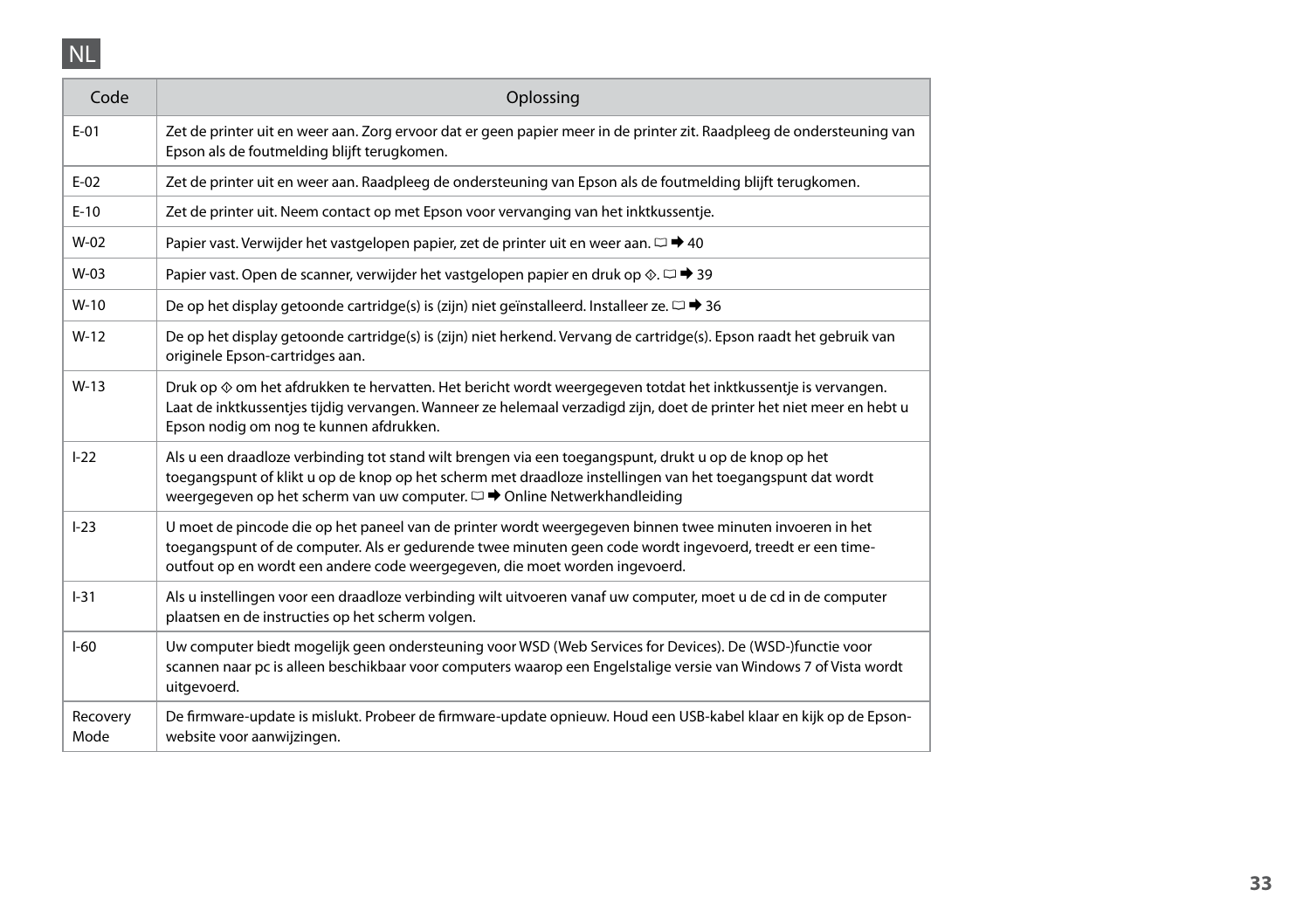NL

| Code | Oplossing |
| --- | --- |
| E-01 | Zet de printer uit en weer aan. Zorg ervoor dat er geen papier meer in de printer zit. Raadpleeg de ondersteuning van Epson als de foutmelding blijft terugkomen. |
| E-02 | Zet de printer uit en weer aan. Raadpleeg de ondersteuning van Epson als de foutmelding blijft terugkomen. |
| E-10 | Zet de printer uit. Neem contact op met Epson voor vervanging van het inktkussentje. |
| W-02 | Papier vast. Verwijder het vastgelopen papier, zet de printer uit en weer aan. □ ➡ 40 |
| W-03 | Papier vast. Open de scanner, verwijder het vastgelopen papier en druk op ◇. □ ➡ 39 |
| W-10 | De op het display getoonde cartridge(s) is (zijn) niet geïnstalleerd. Installeer ze. □ ➡ 36 |
| W-12 | De op het display getoonde cartridge(s) is (zijn) niet herkend. Vervang de cartridge(s). Epson raadt het gebruik van originele Epson-cartridges aan. |
| W-13 | Druk op ◇ om het afdrukken te hervatten. Het bericht wordt weergegeven totdat het inktkussentje is vervangen. Laat de inktkussentjes tijdig vervangen. Wanneer ze helemaal verzadigd zijn, doet de printer het niet meer en hebt u Epson nodig om nog te kunnen afdrukken. |
| I-22 | Als u een draadloze verbinding tot stand wilt brengen via een toegangspunt, drukt u op de knop op het toegangspunt of klikt u op de knop op het scherm met draadloze instellingen van het toegangspunt dat wordt weergegeven op het scherm van uw computer. □ ➡ Online Netwerkhandleiding |
| I-23 | U moet de pincode die op het paneel van de printer wordt weergegeven binnen twee minuten invoeren in het toegangspunt of de computer. Als er gedurende twee minuten geen code wordt ingevoerd, treedt er een time-outfout op en wordt een andere code weergegeven, die moet worden ingevoerd. |
| I-31 | Als u instellingen voor een draadloze verbinding wilt uitvoeren vanaf uw computer, moet u de cd in de computer plaatsen en de instructies op het scherm volgen. |
| I-60 | Uw computer biedt mogelijk geen ondersteuning voor WSD (Web Services for Devices). De (WSD-)functie voor scannen naar pc is alleen beschikbaar voor computers waarop een Engelstalige versie van Windows 7 of Vista wordt uitgevoerd. |
| Recovery Mode | De firmware-update is mislukt. Probeer de firmware-update opnieuw. Houd een USB-kabel klaar en kijk op de Epson-website voor aanwijzingen. |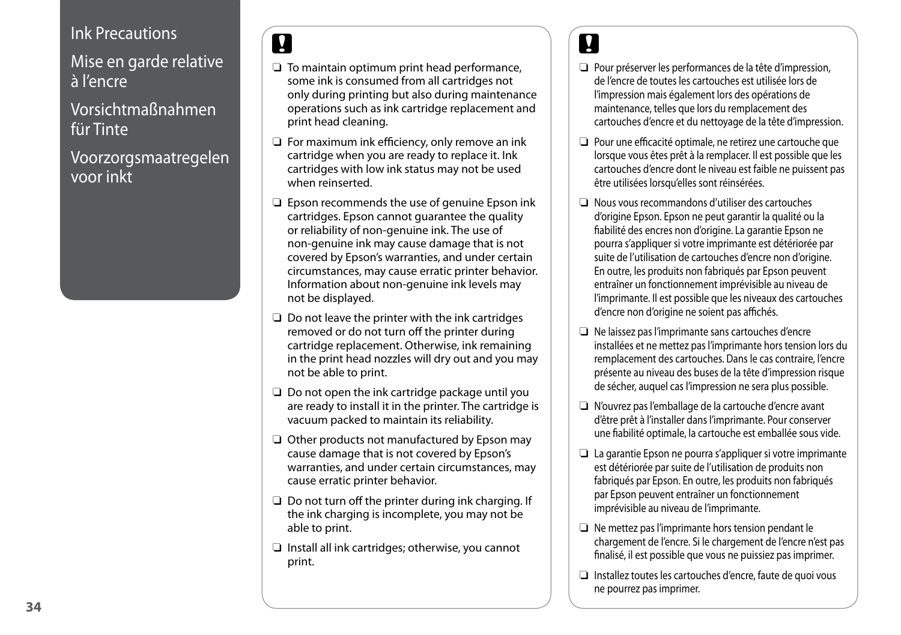# Ink Precautions

# Mise en garde relative à l'encre

# Vorsichtmaßnahmen für Tinte

# Voorzorgsmaatregelen voor inkt

**!**

- ❏ To maintain optimum print head performance, some ink is consumed from all cartridges not only during printing but also during maintenance operations such as ink cartridge replacement and print head cleaning.
- ❏ For maximum ink efficiency, only remove an ink cartridge when you are ready to replace it. Ink cartridges with low ink status may not be used when reinserted.
- ❏ Epson recommends the use of genuine Epson ink cartridges. Epson cannot guarantee the quality or reliability of non-genuine ink. The use of non-genuine ink may cause damage that is not covered by Epson's warranties, and under certain circumstances, may cause erratic printer behavior. Information about non-genuine ink levels may not be displayed.
- ❏ Do not leave the printer with the ink cartridges removed or do not turn off the printer during cartridge replacement. Otherwise, ink remaining in the print head nozzles will dry out and you may not be able to print.
- ❏ Do not open the ink cartridge package until you are ready to install it in the printer. The cartridge is vacuum packed to maintain its reliability.
- ❏ Other products not manufactured by Epson may cause damage that is not covered by Epson's warranties, and under certain circumstances, may cause erratic printer behavior.
- ❏ Do not turn off the printer during ink charging. If the ink charging is incomplete, you may not be able to print.
- ❏ Install all ink cartridges; otherwise, you cannot print.

**!**

- ❏ Pour préserver les performances de la tête d'impression, de l'encre de toutes les cartouches est utilisée lors de l'impression mais également lors des opérations de maintenance, telles que lors du remplacement des cartouches d'encre et du nettoyage de la tête d'impression.
- ❏ Pour une efficacité optimale, ne retirez une cartouche que lorsque vous êtes prêt à la remplacer. Il est possible que les cartouches d'encre dont le niveau est faible ne puissent pas être utilisées lorsqu'elles sont réinsérées.
- ❏ Nous vous recommandons d'utiliser des cartouches d'origine Epson. Epson ne peut garantir la qualité ou la fiabilité des encres non d'origine. La garantie Epson ne pourra s'appliquer si votre imprimante est détériorée par suite de l'utilisation de cartouches d'encre non d'origine. En outre, les produits non fabriqués par Epson peuvent entraîner un fonctionnement imprévisible au niveau de l'imprimante. Il est possible que les niveaux des cartouches d'encre non d'origine ne soient pas affichés.
- ❏ Ne laissez pas l'imprimante sans cartouches d'encre installées et ne mettez pas l'imprimante hors tension lors du remplacement des cartouches. Dans le cas contraire, l'encre présente au niveau des buses de la tête d'impression risque de sécher, auquel cas l'impression ne sera plus possible.
- ❏ N'ouvrez pas l'emballage de la cartouche d'encre avant d'être prêt à l'installer dans l'imprimante. Pour conserver une fiabilité optimale, la cartouche est emballée sous vide.
- ❏ La garantie Epson ne pourra s'appliquer si votre imprimante est détériorée par suite de l'utilisation de produits non fabriqués par Epson. En outre, les produits non fabriqués par Epson peuvent entraîner un fonctionnement imprévisible au niveau de l'imprimante.
- ❏ Ne mettez pas l'imprimante hors tension pendant le chargement de l'encre. Si le chargement de l'encre n'est pas finalisé, il est possible que vous ne puissiez pas imprimer.
- ❏ Installez toutes les cartouches d'encre, faute de quoi vous ne pourrez pas imprimer.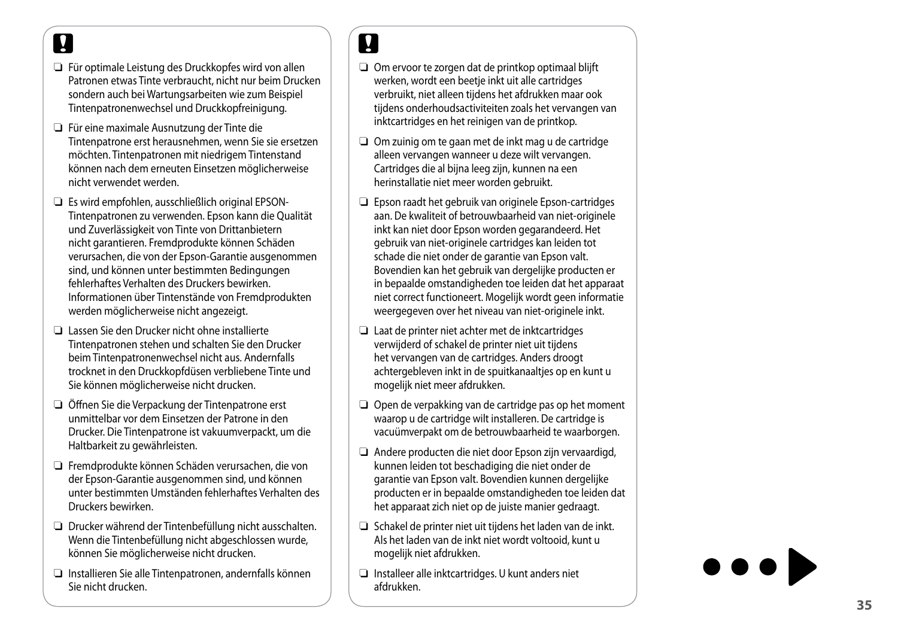!

- ❏ Für optimale Leistung des Druckkopfes wird von allen Patronen etwas Tinte verbraucht, nicht nur beim Drucken sondern auch bei Wartungsarbeiten wie zum Beispiel Tintenpatronenwechsel und Druckkopfreinigung.
- ❏ Für eine maximale Ausnutzung der Tinte die Tintenpatrone erst herausnehmen, wenn Sie sie ersetzen möchten. Tintenpatronen mit niedrigem Tintenstand können nach dem erneuten Einsetzen möglicherweise nicht verwendet werden.
- ❏ Es wird empfohlen, ausschließlich original EPSON-Tintenpatronen zu verwenden. Epson kann die Qualität und Zuverlässigkeit von Tinte von Drittanbietern nicht garantieren. Fremdprodukte können Schäden verursachen, die von der Epson-Garantie ausgenommen sind, und können unter bestimmten Bedingungen fehlerhaftes Verhalten des Druckers bewirken. Informationen über Tintenstände von Fremdprodukten werden möglicherweise nicht angezeigt.
- ❏ Lassen Sie den Drucker nicht ohne installierte Tintenpatronen stehen und schalten Sie den Drucker beim Tintenpatronenwechsel nicht aus. Andernfalls trocknet in den Druckkopfdüsen verbliebene Tinte und Sie können möglicherweise nicht drucken.
- ❏ Öffnen Sie die Verpackung der Tintenpatrone erst unmittelbar vor dem Einsetzen der Patrone in den Drucker. Die Tintenpatrone ist vakuumverpackt, um die Haltbarkeit zu gewährleisten.
- ❏ Fremdprodukte können Schäden verursachen, die von der Epson-Garantie ausgenommen sind, und können unter bestimmten Umständen fehlerhaftes Verhalten des Druckers bewirken.
- ❏ Drucker während der Tintenbefüllung nicht ausschalten. Wenn die Tintenbefüllung nicht abgeschlossen wurde, können Sie möglicherweise nicht drucken.
- ❏ Installieren Sie alle Tintenpatronen, andernfalls können Sie nicht drucken.

!

- ❏ Om ervoor te zorgen dat de printkop optimaal blijft werken, wordt een beetje inkt uit alle cartridges verbruikt, niet alleen tijdens het afdrukken maar ook tijdens onderhoudsactiviteiten zoals het vervangen van inktcartridges en het reinigen van de printkop.
- ❏ Om zuinig om te gaan met de inkt mag u de cartridge alleen vervangen wanneer u deze wilt vervangen. Cartridges die al bijna leeg zijn, kunnen na een herinstallatie niet meer worden gebruikt.
- ❏ Epson raadt het gebruik van originele Epson-cartridges aan. De kwaliteit of betrouwbaarheid van niet-originele inkt kan niet door Epson worden gegarandeerd. Het gebruik van niet-originele cartridges kan leiden tot schade die niet onder de garantie van Epson valt. Bovendien kan het gebruik van dergelijke producten er in bepaalde omstandigheden toe leiden dat het apparaat niet correct functioneert. Mogelijk wordt geen informatie weergegeven over het niveau van niet-originele inkt.
- ❏ Laat de printer niet achter met de inktcartridges verwijderd of schakel de printer niet uit tijdens het vervangen van de cartridges. Anders droogt achtergebleven inkt in de spuitkanaaltjes op en kunt u mogelijk niet meer afdrukken.
- ❏ Open de verpakking van de cartridge pas op het moment waarop u de cartridge wilt installeren. De cartridge is vacuümverpakt om de betrouwbaarheid te waarborgen.
- ❏ Andere producten die niet door Epson zijn vervaardigd, kunnen leiden tot beschadiging die niet onder de garantie van Epson valt. Bovendien kunnen dergelijke producten er in bepaalde omstandigheden toe leiden dat het apparaat zich niet op de juiste manier gedraagt.
- ❏ Schakel de printer niet uit tijdens het laden van de inkt. Als het laden van de inkt niet wordt voltooid, kunt u mogelijk niet afdrukken.
- ❏ Installeer alle inktcartridges. U kunt anders niet afdrukken.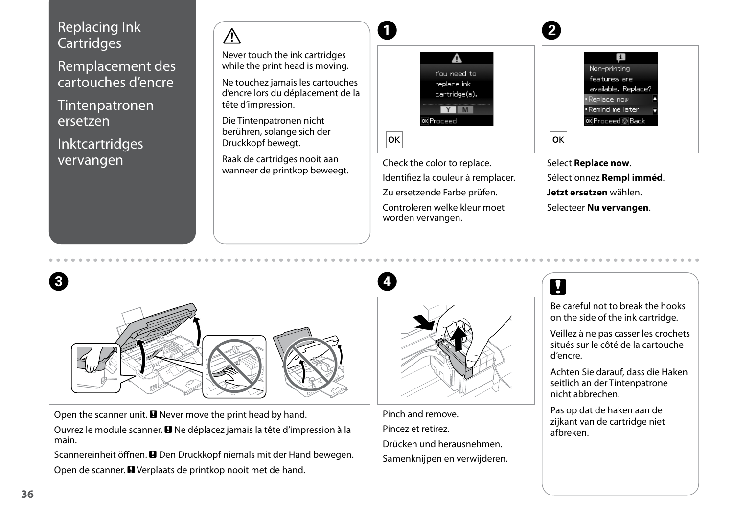# Replacing Ink Cartridges

# Remplacement des cartouches d'encre

# Tintenpatronen ersetzen

# Inktcartridges vervangen

⚠

Never touch the ink cartridges while the print head is moving.

Ne touchez jamais les cartouches d'encre lors du déplacement de la tête d'impression.

Die Tintenpatronen nicht berühren, solange sich der Druckkopf bewegt.

Raak de cartridges nooit aan wanneer de printkop beweegt.

**1**

You need to replace ink cartridge(s).

Y M

OK Proceed

OK

Check the color to replace.

Identifiez la couleur à remplacer.

Zu ersetzende Farbe prüfen.

Controleren welke kleur moet worden vervangen.

**2**

Non-printing features are available. Replace?

• Replace now

• Remind me later

OK Proceed Back

OK

Select **Replace now**.

Sélectionnez **Rempl imméd**.

**Jetzt ersetzen** wählen.

Selecteer **Nu vervangen**.

**3**

Open the scanner unit. ! Never move the print head by hand.

Ouvrez le module scanner. ! Ne déplacez jamais la tête d'impression à la main.

Scannereinheit öffnen. ! Den Druckkopf niemals mit der Hand bewegen.

Open de scanner. ! Verplaats de printkop nooit met de hand.

**4**

Pinch and remove.

Pincez et retirez.

Drücken und herausnehmen.

Samenknijpen en verwijderen.

!

Be careful not to break the hooks on the side of the ink cartridge.

Veillez à ne pas casser les crochets situés sur le côté de la cartouche d'encre.

Achten Sie darauf, dass die Haken seitlich an der Tintenpatrone nicht abbrechen.

Pas op dat de haken aan de zijkant van de cartridge niet afbreken.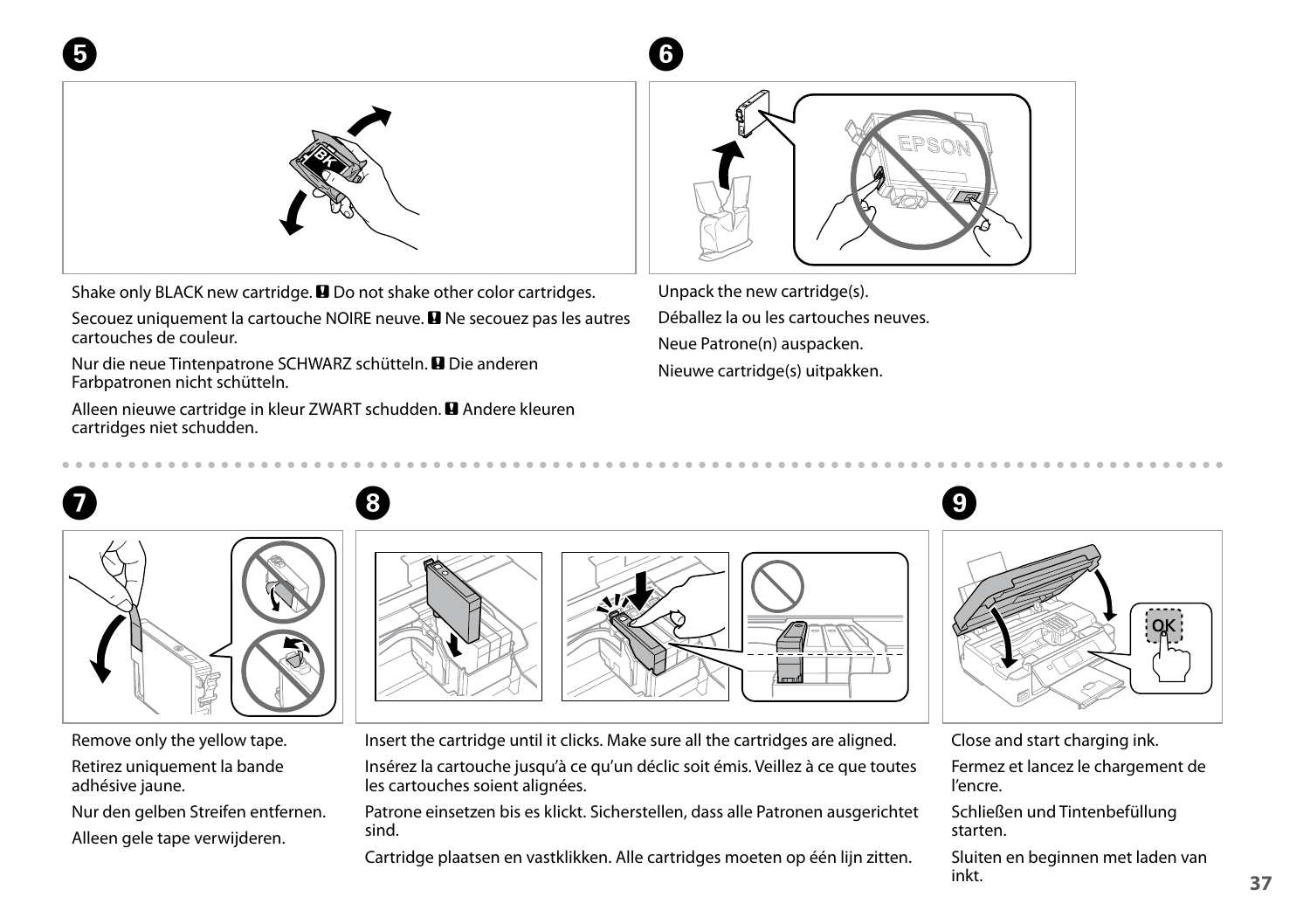## 5

Shake only BLACK new cartridge. ! Do not shake other color cartridges.

Secouez uniquement la cartouche NOIRE neuve. ! Ne secouez pas les autres cartouches de couleur.

Nur die neue Tintenpatrone SCHWARZ schütteln. ! Die anderen Farbpatronen nicht schütteln.

Alleen nieuwe cartridge in kleur ZWART schudden. ! Andere kleuren cartridges niet schudden.

## 6

Unpack the new cartridge(s).

Déballez la ou les cartouches neuves.

Neue Patrone(n) auspacken.

Nieuwe cartridge(s) uitpakken.

## 7

Remove only the yellow tape.

Retirez uniquement la bande adhésive jaune.

Nur den gelben Streifen entfernen.

Alleen gele tape verwijderen.

## 8

Insert the cartridge until it clicks. Make sure all the cartridges are aligned.

Insérez la cartouche jusqu'à ce qu'un déclic soit émis. Veillez à ce que toutes les cartouches soient alignées.

Patrone einsetzen bis es klickt. Sicherstellen, dass alle Patronen ausgerichtet sind.

Cartridge plaatsen en vastklikken. Alle cartridges moeten op één lijn zitten.

## 9

Close and start charging ink.

Fermez et lancez le chargement de l'encre.

Schließen und Tintenbefüllung starten.

Sluiten en beginnen met laden van inkt.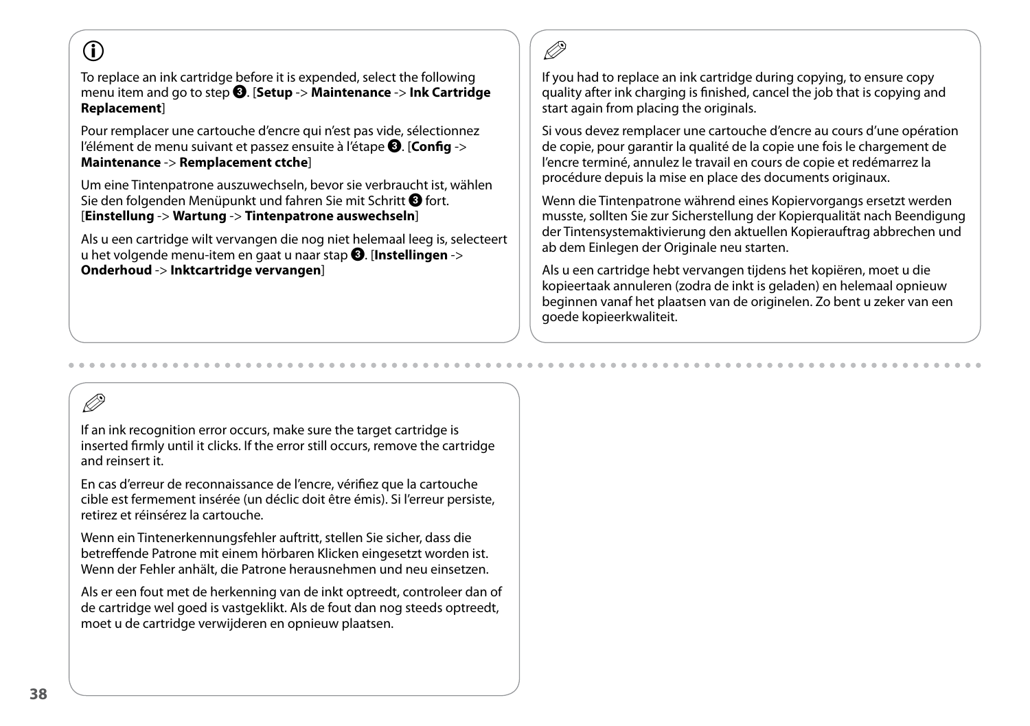To replace an ink cartridge before it is expended, select the following menu item and go to step ❸. [**Setup** -> **Maintenance** -> **Ink Cartridge Replacement**]

Pour remplacer une cartouche d'encre qui n'est pas vide, sélectionnez l'élément de menu suivant et passez ensuite à l'étape ❸. [**Config** -> **Maintenance** -> **Remplacement ctche**]

Um eine Tintenpatrone auszuwechseln, bevor sie verbraucht ist, wählen Sie den folgenden Menüpunkt und fahren Sie mit Schritt ❸ fort. [**Einstellung** -> **Wartung** -> **Tintenpatrone auswechseln**]

Als u een cartridge wilt vervangen die nog niet helemaal leeg is, selecteert u het volgende menu-item en gaat u naar stap ❸. [**Instellingen** -> **Onderhoud** -> **Inktcartridge vervangen**]

If you had to replace an ink cartridge during copying, to ensure copy quality after ink charging is finished, cancel the job that is copying and start again from placing the originals.

Si vous devez remplacer une cartouche d'encre au cours d'une opération de copie, pour garantir la qualité de la copie une fois le chargement de l'encre terminé, annulez le travail en cours de copie et redémarrez la procédure depuis la mise en place des documents originaux.

Wenn die Tintenpatrone während eines Kopiervorgangs ersetzt werden musste, sollten Sie zur Sicherstellung der Kopierqualität nach Beendigung der Tintensystemaktivierung den aktuellen Kopierauftrag abbrechen und ab dem Einlegen der Originale neu starten.

Als u een cartridge hebt vervangen tijdens het kopiëren, moet u die kopieertaak annuleren (zodra de inkt is geladen) en helemaal opnieuw beginnen vanaf het plaatsen van de originelen. Zo bent u zeker van een goede kopieerkwaliteit.

If an ink recognition error occurs, make sure the target cartridge is inserted firmly until it clicks. If the error still occurs, remove the cartridge and reinsert it.

En cas d'erreur de reconnaissance de l'encre, vérifiez que la cartouche cible est fermement insérée (un déclic doit être émis). Si l'erreur persiste, retirez et réinsérez la cartouche.

Wenn ein Tintenerkennungsfehler auftritt, stellen Sie sicher, dass die betreffende Patrone mit einem hörbaren Klicken eingesetzt worden ist. Wenn der Fehler anhält, die Patrone herausnehmen und neu einsetzen.

Als er een fout met de herkenning van de inkt optreedt, controleer dan of de cartridge wel goed is vastgeklikt. Als de fout dan nog steeds optreedt, moet u de cartridge verwijderen en opnieuw plaatsen.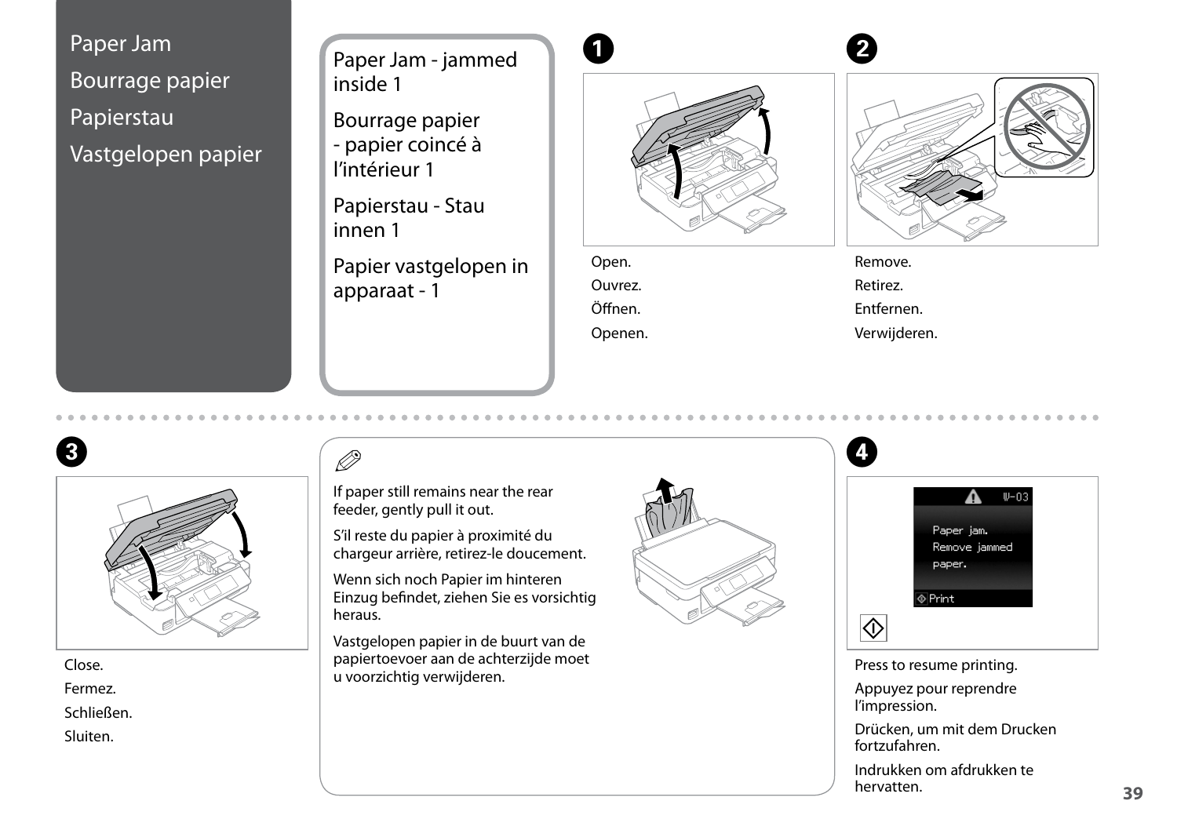# Paper Jam

# Bourrage papier

# Papierstau

# Vastgelopen papier

## Paper Jam - jammed inside 1

## Bourrage papier - papier coincé à l'intérieur 1

## Papierstau - Stau innen 1

## Papier vastgelopen in apparaat - 1

**1**

Open.

Ouvrez.

Öffnen.

Openen.

**2**

Remove.

Retirez.

Entfernen.

Verwijderen.

**3**

Close.

Fermez.

Schließen.

Sluiten.

If paper still remains near the rear feeder, gently pull it out.

S'il reste du papier à proximité du chargeur arrière, retirez-le doucement.

Wenn sich noch Papier im hinteren Einzug befindet, ziehen Sie es vorsichtig heraus.

Vastgelopen papier in de buurt van de papiertoevoer aan de achterzijde moet u voorzichtig verwijderen.

**4**

W-03

Paper jam.
Remove jammed paper.

Print

Press to resume printing.

Appuyez pour reprendre l'impression.

Drücken, um mit dem Drucken fortzufahren.

Indrukken om afdrukken te hervatten.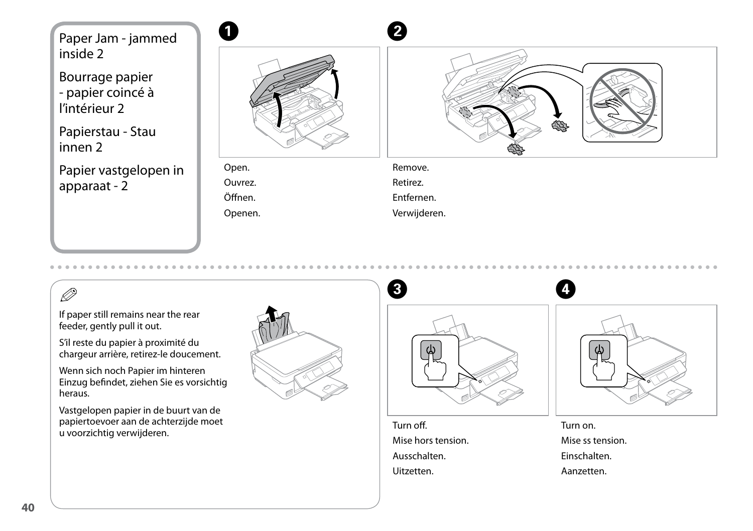## Paper Jam - jammed inside 2

## Bourrage papier - papier coincé à l’intérieur 2

## Papierstau - Stau innen 2

## Papier vastgelopen in apparaat - 2

**1**

Open.

Ouvrez.

Öffnen.

Openen.

**2**

Remove.

Retirez.

Entfernen.

Verwijderen.

---

If paper still remains near the rear feeder, gently pull it out.

S’il reste du papier à proximité du chargeur arrière, retirez-le doucement.

Wenn sich noch Papier im hinteren Einzug befindet, ziehen Sie es vorsichtig heraus.

Vastgelopen papier in de buurt van de papiertoevoer aan de achterzijde moet u voorzichtig verwijderen.

**3**

Turn off.

Mise hors tension.

Ausschalten.

Uitzetten.

**4**

Turn on.

Mise ss tension.

Einschalten.

Aanzetten.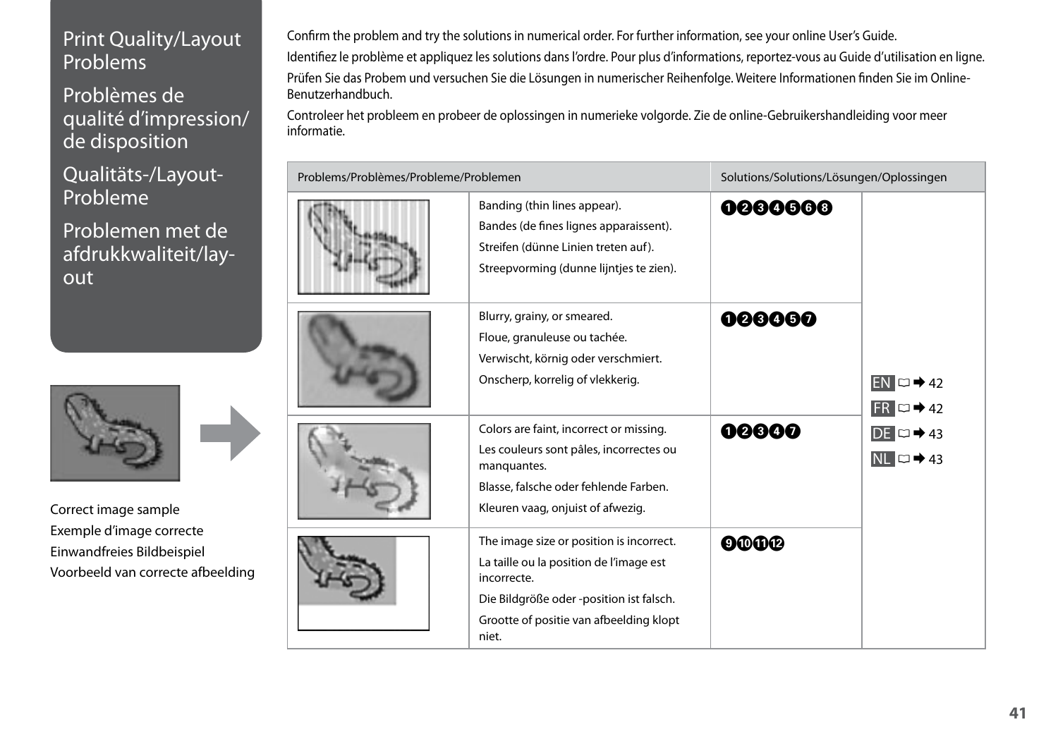# Print Quality/Layout Problems

# Problèmes de qualité d'impression/de disposition

# Qualitäts-/Layout-Probleme

# Problemen met de afdrukkwaliteit/lay-out

Correct image sample
Exemple d'image correcte
Einwandfreies Bildbeispiel
Voorbeeld van correcte afbeelding

Confirm the problem and try the solutions in numerical order. For further information, see your online User's Guide.

Identifiez le problème et appliquez les solutions dans l'ordre. Pour plus d'informations, reportez-vous au Guide d'utilisation en ligne.

Prüfen Sie das Probem und versuchen Sie die Lösungen in numerischer Reihenfolge. Weitere Informationen finden Sie im Online-Benutzerhandbuch.

Controleer het probleem en probeer de oplossingen in numerieke volgorde. Zie de online-Gebruikershandleiding voor meer informatie.

| Problems/Problèmes/Probleme/Problemen | | Solutions/Solutions/Lösungen/Oplossingen | |
|---|---|---|---|
| | Banding (thin lines appear).<br>Bandes (de fines lignes apparaissent).<br>Streifen (dünne Linien treten auf).<br>Streepvorming (dunne lijntjes te zien). | ❶❷❸❹❺❻❽ | EN → 42<br>FR → 42<br>DE → 43<br>NL → 43 |
| | Blurry, grainy, or smeared.<br>Floue, granuleuse ou tachée.<br>Verwischt, körnig oder verschmiert.<br>Onscherp, korrelig of vlekkerig. | ❶❷❸❹❺❼ | |
| | Colors are faint, incorrect or missing.<br>Les couleurs sont pâles, incorrectes ou manquantes.<br>Blasse, falsche oder fehlende Farben.<br>Kleuren vaag, onjuist of afwezig. | ❶❷❸❹❼ | |
| | The image size or position is incorrect.<br>La taille ou la position de l'image est incorrecte.<br>Die Bildgröße oder -position ist falsch.<br>Grootte of positie van afbeelding klopt niet. | ❾❿⓫⓬ | |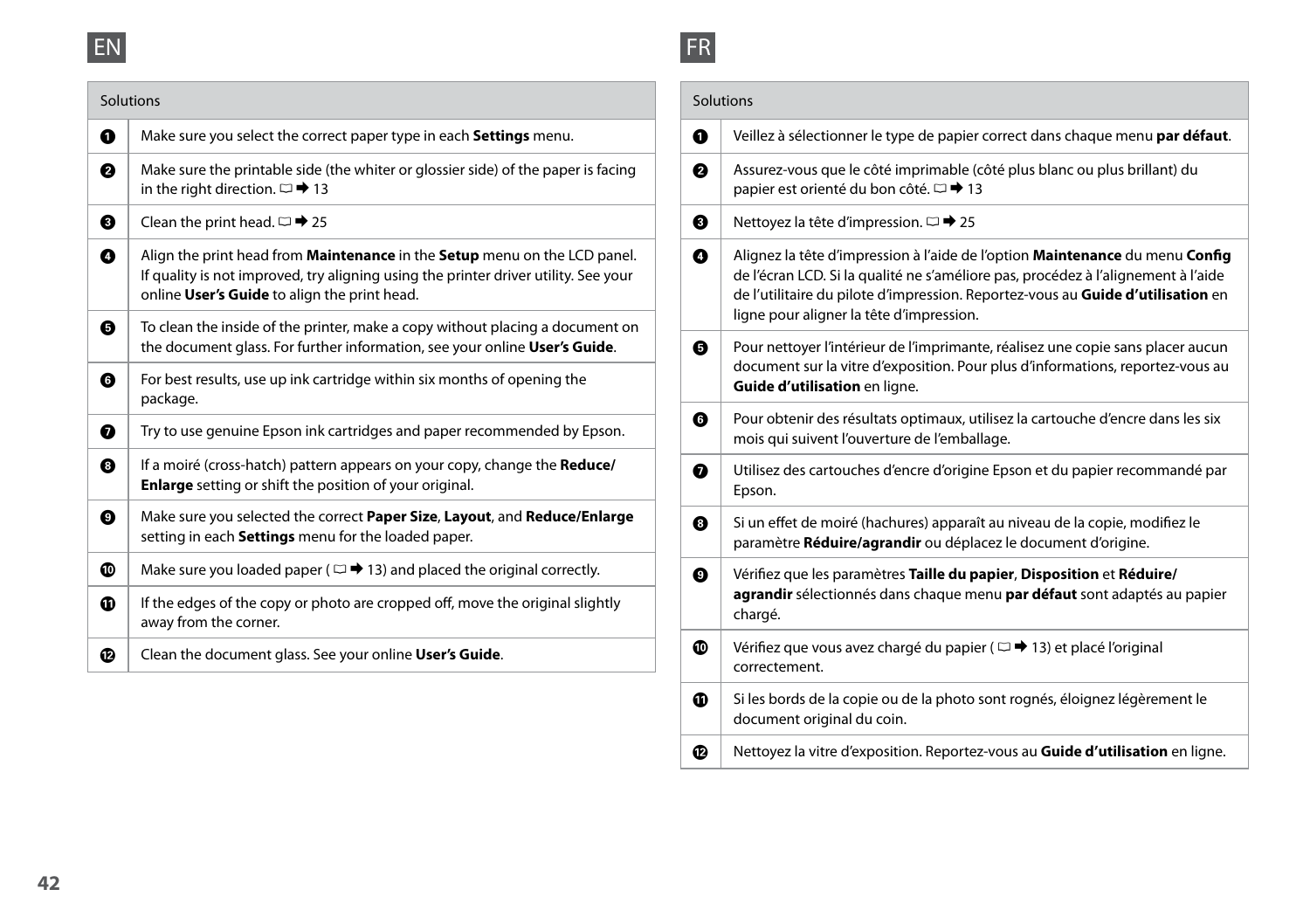EN

| | Solutions |
|---|---|
| ❶ | Make sure you select the correct paper type in each **Settings** menu. |
| ❷ | Make sure the printable side (the whiter or glossier side) of the paper is facing in the right direction. □ ➡ 13 |
| ❸ | Clean the print head. □ ➡ 25 |
| ❹ | Align the print head from **Maintenance** in the **Setup** menu on the LCD panel. If quality is not improved, try aligning using the printer driver utility. See your online **User's Guide** to align the print head. |
| ❺ | To clean the inside of the printer, make a copy without placing a document on the document glass. For further information, see your online **User's Guide**. |
| ❻ | For best results, use up ink cartridge within six months of opening the package. |
| ❼ | Try to use genuine Epson ink cartridges and paper recommended by Epson. |
| ❽ | If a moiré (cross-hatch) pattern appears on your copy, change the **Reduce/Enlarge** setting or shift the position of your original. |
| ❾ | Make sure you selected the correct **Paper Size**, **Layout**, and **Reduce/Enlarge** setting in each **Settings** menu for the loaded paper. |
| ❿ | Make sure you loaded paper ( □ ➡ 13) and placed the original correctly. |
| ⓫ | If the edges of the copy or photo are cropped off, move the original slightly away from the corner. |
| ⓬ | Clean the document glass. See your online **User's Guide**. |

FR

| | Solutions |
|---|---|
| ❶ | Veillez à sélectionner le type de papier correct dans chaque menu **par défaut**. |
| ❷ | Assurez-vous que le côté imprimable (côté plus blanc ou plus brillant) du papier est orienté du bon côté. □ ➡ 13 |
| ❸ | Nettoyez la tête d'impression. □ ➡ 25 |
| ❹ | Alignez la tête d'impression à l'aide de l'option **Maintenance** du menu **Config** de l'écran LCD. Si la qualité ne s'améliore pas, procédez à l'alignement à l'aide de l'utilitaire du pilote d'impression. Reportez-vous au **Guide d'utilisation** en ligne pour aligner la tête d'impression. |
| ❺ | Pour nettoyer l'intérieur de l'imprimante, réalisez une copie sans placer aucun document sur la vitre d'exposition. Pour plus d'informations, reportez-vous au **Guide d'utilisation** en ligne. |
| ❻ | Pour obtenir des résultats optimaux, utilisez la cartouche d'encre dans les six mois qui suivent l'ouverture de l'emballage. |
| ❼ | Utilisez des cartouches d'encre d'origine Epson et du papier recommandé par Epson. |
| ❽ | Si un effet de moiré (hachures) apparaît au niveau de la copie, modifiez le paramètre **Réduire/agrandir** ou déplacez le document d'origine. |
| ❾ | Vérifiez que les paramètres **Taille du papier**, **Disposition** et **Réduire/agrandir** sélectionnés dans chaque menu **par défaut** sont adaptés au papier chargé. |
| ❿ | Vérifiez que vous avez chargé du papier ( □ ➡ 13) et placé l'original correctement. |
| ⓫ | Si les bords de la copie ou de la photo sont rognés, éloignez légèrement le document original du coin. |
| ⓬ | Nettoyez la vitre d'exposition. Reportez-vous au **Guide d'utilisation** en ligne. |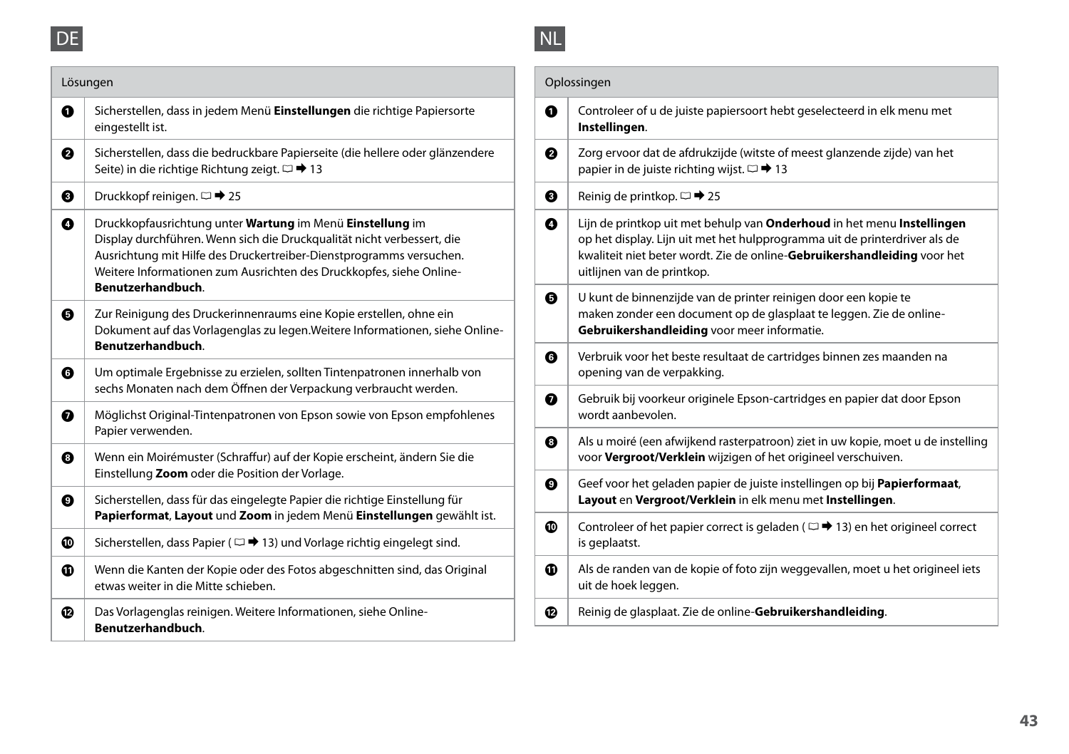DE

| | Lösungen |
|---|---|
| ❶ | Sicherstellen, dass in jedem Menü **Einstellungen** die richtige Papiersorte eingestellt ist. |
| ❷ | Sicherstellen, dass die bedruckbare Papierseite (die hellere oder glänzendere Seite) in die richtige Richtung zeigt. □ ➡ 13 |
| ❸ | Druckkopf reinigen. □ ➡ 25 |
| ❹ | Druckkopfausrichtung unter **Wartung** im Menü **Einstellung** im Display durchführen. Wenn sich die Druckqualität nicht verbessert, die Ausrichtung mit Hilfe des Druckertreiber-Dienstprogramms versuchen. Weitere Informationen zum Ausrichten des Druckkopfes, siehe Online-**Benutzerhandbuch**. |
| ❺ | Zur Reinigung des Druckerinnenraums eine Kopie erstellen, ohne ein Dokument auf das Vorlagenglas zu legen.Weitere Informationen, siehe Online-**Benutzerhandbuch**. |
| ❻ | Um optimale Ergebnisse zu erzielen, sollten Tintenpatronen innerhalb von sechs Monaten nach dem Öffnen der Verpackung verbraucht werden. |
| ❼ | Möglichst Original-Tintenpatronen von Epson sowie von Epson empfohlenes Papier verwenden. |
| ❽ | Wenn ein Moirémuster (Schraffur) auf der Kopie erscheint, ändern Sie die Einstellung **Zoom** oder die Position der Vorlage. |
| ❾ | Sicherstellen, dass für das eingelegte Papier die richtige Einstellung für **Papierformat**, **Layout** und **Zoom** in jedem Menü **Einstellungen** gewählt ist. |
| ❿ | Sicherstellen, dass Papier ( □ ➡ 13) und Vorlage richtig eingelegt sind. |
| ⓫ | Wenn die Kanten der Kopie oder des Fotos abgeschnitten sind, das Original etwas weiter in die Mitte schieben. |
| ⓬ | Das Vorlagenglas reinigen. Weitere Informationen, siehe Online-**Benutzerhandbuch**. |

NL

| | Oplossingen |
|---|---|
| ❶ | Controleer of u de juiste papiersoort hebt geselecteerd in elk menu met **Instellingen**. |
| ❷ | Zorg ervoor dat de afdrukzijde (witste of meest glanzende zijde) van het papier in de juiste richting wijst. □ ➡ 13 |
| ❸ | Reinig de printkop. □ ➡ 25 |
| ❹ | Lijn de printkop uit met behulp van **Onderhoud** in het menu **Instellingen** op het display. Lijn uit met het hulpprogramma uit de printerdriver als de kwaliteit niet beter wordt. Zie de online-**Gebruikershandleiding** voor het uitlijnen van de printkop. |
| ❺ | U kunt de binnenzijde van de printer reinigen door een kopie te maken zonder een document op de glasplaat te leggen. Zie de online-**Gebruikershandleiding** voor meer informatie. |
| ❻ | Verbruik voor het beste resultaat de cartridges binnen zes maanden na opening van de verpakking. |
| ❼ | Gebruik bij voorkeur originele Epson-cartridges en papier dat door Epson wordt aanbevolen. |
| ❽ | Als u moiré (een afwijkend rasterpatroon) ziet in uw kopie, moet u de instelling voor **Vergroot/Verklein** wijzigen of het origineel verschuiven. |
| ❾ | Geef voor het geladen papier de juiste instellingen op bij **Papierformaat**, **Layout** en **Vergroot/Verklein** in elk menu met **Instellingen**. |
| ❿ | Controleer of het papier correct is geladen ( □ ➡ 13) en het origineel correct is geplaatst. |
| ⓫ | Als de randen van de kopie of foto zijn weggevallen, moet u het origineel iets uit de hoek leggen. |
| ⓬ | Reinig de glasplaat. Zie de online-**Gebruikershandleiding**. |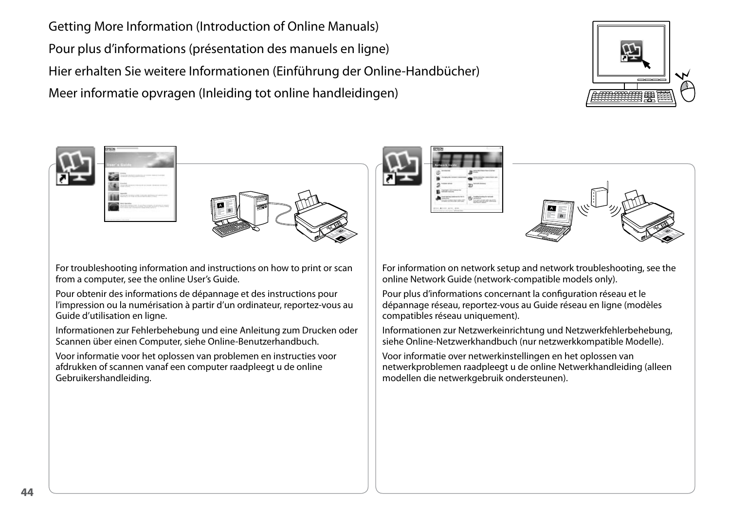# Getting More Information (Introduction of Online Manuals)

# Pour plus d'informations (présentation des manuels en ligne)

# Hier erhalten Sie weitere Informationen (Einführung der Online-Handbücher)

# Meer informatie opvragen (Inleiding tot online handleidingen)

For troubleshooting information and instructions on how to print or scan from a computer, see the online User's Guide.

Pour obtenir des informations de dépannage et des instructions pour l'impression ou la numérisation à partir d'un ordinateur, reportez-vous au Guide d'utilisation en ligne.

Informationen zur Fehlerbehebung und eine Anleitung zum Drucken oder Scannen über einen Computer, siehe Online-Benutzerhandbuch.

Voor informatie voor het oplossen van problemen en instructies voor afdrukken of scannen vanaf een computer raadpleegt u de online Gebruikershandleiding.

For information on network setup and network troubleshooting, see the online Network Guide (network-compatible models only).

Pour plus d'informations concernant la configuration réseau et le dépannage réseau, reportez-vous au Guide réseau en ligne (modèles compatibles réseau uniquement).

Informationen zur Netzwerkeinrichtung und Netzwerkfehlerbehebung, siehe Online-Netzwerkhandbuch (nur netzwerkkompatible Modelle).

Voor informatie over netwerkinstellingen en het oplossen van netwerkproblemen raadpleegt u de online Netwerkhandleiding (alleen modellen die netwerkgebruik ondersteunen).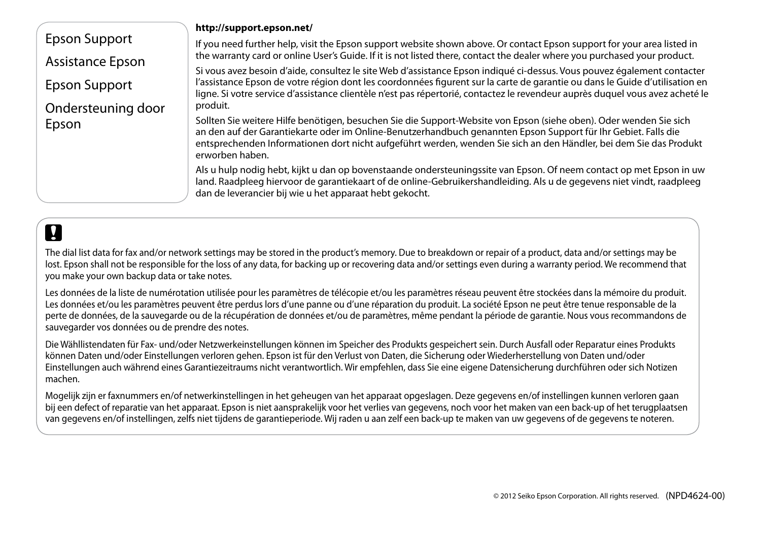## Epson Support

## Assistance Epson

## Epson Support

## Ondersteuning door Epson

**http://support.epson.net/**

If you need further help, visit the Epson support website shown above. Or contact Epson support for your area listed in the warranty card or online User's Guide. If it is not listed there, contact the dealer where you purchased your product.

Si vous avez besoin d'aide, consultez le site Web d'assistance Epson indiqué ci-dessus. Vous pouvez également contacter l'assistance Epson de votre région dont les coordonnées figurent sur la carte de garantie ou dans le Guide d'utilisation en ligne. Si votre service d'assistance clientèle n'est pas répertorié, contactez le revendeur auprès duquel vous avez acheté le produit.

Sollten Sie weitere Hilfe benötigen, besuchen Sie die Support-Website von Epson (siehe oben). Oder wenden Sie sich an den auf der Garantiekarte oder im Online-Benutzerhandbuch genannten Epson Support für Ihr Gebiet. Falls die entsprechenden Informationen dort nicht aufgeführt werden, wenden Sie sich an den Händler, bei dem Sie das Produkt erworben haben.

Als u hulp nodig hebt, kijkt u dan op bovenstaande ondersteuningssite van Epson. Of neem contact op met Epson in uw land. Raadpleeg hiervoor de garantiekaart of de online-Gebruikershandleiding. Als u de gegevens niet vindt, raadpleeg dan de leverancier bij wie u het apparaat hebt gekocht.

---

**!**

The dial list data for fax and/or network settings may be stored in the product's memory. Due to breakdown or repair of a product, data and/or settings may be lost. Epson shall not be responsible for the loss of any data, for backing up or recovering data and/or settings even during a warranty period. We recommend that you make your own backup data or take notes.

Les données de la liste de numérotation utilisée pour les paramètres de télécopie et/ou les paramètres réseau peuvent être stockées dans la mémoire du produit. Les données et/ou les paramètres peuvent être perdus lors d'une panne ou d'une réparation du produit. La société Epson ne peut être tenue responsable de la perte de données, de la sauvegarde ou de la récupération de données et/ou de paramètres, même pendant la période de garantie. Nous vous recommandons de sauvegarder vos données ou de prendre des notes.

Die Wähllistendaten für Fax- und/oder Netzwerkeinstellungen können im Speicher des Produkts gespeichert sein. Durch Ausfall oder Reparatur eines Produkts können Daten und/oder Einstellungen verloren gehen. Epson ist für den Verlust von Daten, die Sicherung oder Wiederherstellung von Daten und/oder Einstellungen auch während eines Garantiezeitraums nicht verantwortlich. Wir empfehlen, dass Sie eine eigene Datensicherung durchführen oder sich Notizen machen.

Mogelijk zijn er faxnummers en/of netwerkinstellingen in het geheugen van het apparaat opgeslagen. Deze gegevens en/of instellingen kunnen verloren gaan bij een defect of reparatie van het apparaat. Epson is niet aansprakelijk voor het verlies van gegevens, noch voor het maken van een back-up of het terugplaatsen van gegevens en/of instellingen, zelfs niet tijdens de garantieperiode. Wij raden u aan zelf een back-up te maken van uw gegevens of de gegevens te noteren.

© 2012 Seiko Epson Corporation. All rights reserved. (NPD4624-00)